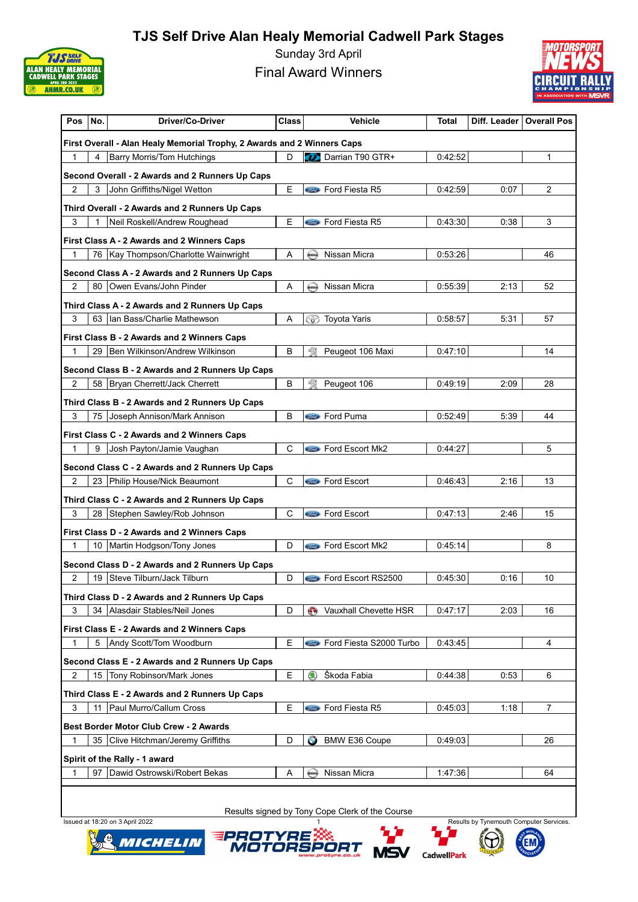# TJS Self Drive Alan Healy Memorial Cadwell Park Stages

Sunday 3rd April

Final Award Winners

| Pos | No. | Driver/Co-Driver | Class | Vehicle | Total | Diff. Leader | Overall Pos |
|---|---|---|---|---|---|---|---|
| **First Overall - Alan Healy Memorial Trophy, 2 Awards and 2 Winners Caps** | | | | | | | |
| 1 | 4 | Barry Morris/Tom Hutchings | D | Darrian T90 GTR+ | 0:42:52 | | 1 |
| **Second Overall - 2 Awards and 2 Runners Up Caps** | | | | | | | |
| 2 | 3 | John Griffiths/Nigel Wetton | E | Ford Fiesta R5 | 0:42:59 | 0:07 | 2 |
| **Third Overall - 2 Awards and 2 Runners Up Caps** | | | | | | | |
| 3 | 1 | Neil Roskell/Andrew Roughead | E | Ford Fiesta R5 | 0:43:30 | 0:38 | 3 |
| **First Class A - 2 Awards and 2 Winners Caps** | | | | | | | |
| 1 | 76 | Kay Thompson/Charlotte Wainwright | A | Nissan Micra | 0:53:26 | | 46 |
| **Second Class A - 2 Awards and 2 Runners Up Caps** | | | | | | | |
| 2 | 80 | Owen Evans/John Pinder | A | Nissan Micra | 0:55:39 | 2:13 | 52 |
| **Third Class A - 2 Awards and 2 Runners Up Caps** | | | | | | | |
| 3 | 63 | Ian Bass/Charlie Mathewson | A | Toyota Yaris | 0:58:57 | 5:31 | 57 |
| **First Class B - 2 Awards and 2 Winners Caps** | | | | | | | |
| 1 | 29 | Ben Wilkinson/Andrew Wilkinson | B | Peugeot 106 Maxi | 0:47:10 | | 14 |
| **Second Class B - 2 Awards and 2 Runners Up Caps** | | | | | | | |
| 2 | 58 | Bryan Cherrett/Jack Cherrett | B | Peugeot 106 | 0:49:19 | 2:09 | 28 |
| **Third Class B - 2 Awards and 2 Runners Up Caps** | | | | | | | |
| 3 | 75 | Joseph Annison/Mark Annison | B | Ford Puma | 0:52:49 | 5:39 | 44 |
| **First Class C - 2 Awards and 2 Winners Caps** | | | | | | | |
| 1 | 9 | Josh Payton/Jamie Vaughan | C | Ford Escort Mk2 | 0:44:27 | | 5 |
| **Second Class C - 2 Awards and 2 Runners Up Caps** | | | | | | | |
| 2 | 23 | Philip House/Nick Beaumont | C | Ford Escort | 0:46:43 | 2:16 | 13 |
| **Third Class C - 2 Awards and 2 Runners Up Caps** | | | | | | | |
| 3 | 28 | Stephen Sawley/Rob Johnson | C | Ford Escort | 0:47:13 | 2:46 | 15 |
| **First Class D - 2 Awards and 2 Winners Caps** | | | | | | | |
| 1 | 10 | Martin Hodgson/Tony Jones | D | Ford Escort Mk2 | 0:45:14 | | 8 |
| **Second Class D - 2 Awards and 2 Runners Up Caps** | | | | | | | |
| 2 | 19 | Steve Tilburn/Jack Tilburn | D | Ford Escort RS2500 | 0:45:30 | 0:16 | 10 |
| **Third Class D - 2 Awards and 2 Runners Up Caps** | | | | | | | |
| 3 | 34 | Alasdair Stables/Neil Jones | D | Vauxhall Chevette HSR | 0:47:17 | 2:03 | 16 |
| **First Class E - 2 Awards and 2 Winners Caps** | | | | | | | |
| 1 | 5 | Andy Scott/Tom Woodburn | E | Ford Fiesta S2000 Turbo | 0:43:45 | | 4 |
| **Second Class E - 2 Awards and 2 Runners Up Caps** | | | | | | | |
| 2 | 15 | Tony Robinson/Mark Jones | E | Škoda Fabia | 0:44:38 | 0:53 | 6 |
| **Third Class E - 2 Awards and 2 Runners Up Caps** | | | | | | | |
| 3 | 11 | Paul Murro/Callum Cross | E | Ford Fiesta R5 | 0:45:03 | 1:18 | 7 |
| **Best Border Motor Club Crew - 2 Awards** | | | | | | | |
| 1 | 35 | Clive Hitchman/Jeremy Griffiths | D | BMW E36 Coupe | 0:49:03 | | 26 |
| **Spirit of the Rally - 1 award** | | | | | | | |
| 1 | 97 | Dawid Ostrowski/Robert Bekas | A | Nissan Micra | 1:47:36 | | 64 |

Results signed by Tony Cope Clerk of the Course

Issued at 18:20 on 3 April 2022

Results by Tynemouth Computer Services.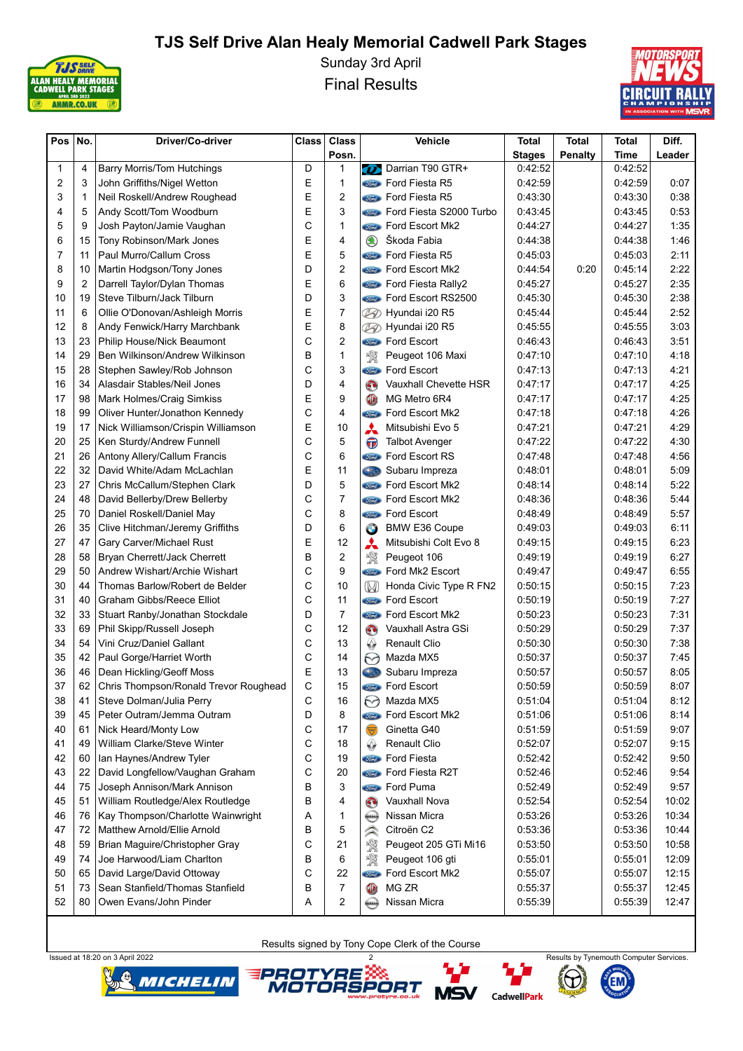# TJS Self Drive Alan Healy Memorial Cadwell Park Stages

Sunday 3rd April

Final Results

| Pos | No. | Driver/Co-driver | Class | Class Posn. | Vehicle | Total Stages | Total Penalty | Total Time | Diff. Leader |
|---|---|---|---|---|---|---|---|---|---|
| 1 | 4 | Barry Morris/Tom Hutchings | D | 1 | Darrian T90 GTR+ | 0:42:52 | | 0:42:52 | |
| 2 | 3 | John Griffiths/Nigel Wetton | E | 1 | Ford Fiesta R5 | 0:42:59 | | 0:42:59 | 0:07 |
| 3 | 1 | Neil Roskell/Andrew Roughead | E | 2 | Ford Fiesta R5 | 0:43:30 | | 0:43:30 | 0:38 |
| 4 | 5 | Andy Scott/Tom Woodburn | E | 3 | Ford Fiesta S2000 Turbo | 0:43:45 | | 0:43:45 | 0:53 |
| 5 | 9 | Josh Payton/Jamie Vaughan | C | 1 | Ford Escort Mk2 | 0:44:27 | | 0:44:27 | 1:35 |
| 6 | 15 | Tony Robinson/Mark Jones | E | 4 | Škoda Fabia | 0:44:38 | | 0:44:38 | 1:46 |
| 7 | 11 | Paul Murro/Callum Cross | E | 5 | Ford Fiesta R5 | 0:45:03 | | 0:45:03 | 2:11 |
| 8 | 10 | Martin Hodgson/Tony Jones | D | 2 | Ford Escort Mk2 | 0:44:54 | 0:20 | 0:45:14 | 2:22 |
| 9 | 2 | Darrell Taylor/Dylan Thomas | E | 6 | Ford Fiesta Rally2 | 0:45:27 | | 0:45:27 | 2:35 |
| 10 | 19 | Steve Tilburn/Jack Tilburn | D | 3 | Ford Escort RS2500 | 0:45:30 | | 0:45:30 | 2:38 |
| 11 | 6 | Ollie O'Donovan/Ashleigh Morris | E | 7 | Hyundai i20 R5 | 0:45:44 | | 0:45:44 | 2:52 |
| 12 | 8 | Andy Fenwick/Harry Marchbank | E | 8 | Hyundai i20 R5 | 0:45:55 | | 0:45:55 | 3:03 |
| 13 | 23 | Philip House/Nick Beaumont | C | 2 | Ford Escort | 0:46:43 | | 0:46:43 | 3:51 |
| 14 | 29 | Ben Wilkinson/Andrew Wilkinson | B | 1 | Peugeot 106 Maxi | 0:47:10 | | 0:47:10 | 4:18 |
| 15 | 28 | Stephen Sawley/Rob Johnson | C | 3 | Ford Escort | 0:47:13 | | 0:47:13 | 4:21 |
| 16 | 34 | Alasdair Stables/Neil Jones | D | 4 | Vauxhall Chevette HSR | 0:47:17 | | 0:47:17 | 4:25 |
| 17 | 98 | Mark Holmes/Craig Simkiss | E | 9 | MG Metro 6R4 | 0:47:17 | | 0:47:17 | 4:25 |
| 18 | 99 | Oliver Hunter/Jonathon Kennedy | C | 4 | Ford Escort Mk2 | 0:47:18 | | 0:47:18 | 4:26 |
| 19 | 17 | Nick Williamson/Crispin Williamson | E | 10 | Mitsubishi Evo 5 | 0:47:21 | | 0:47:21 | 4:29 |
| 20 | 25 | Ken Sturdy/Andrew Funnell | C | 5 | Talbot Avenger | 0:47:22 | | 0:47:22 | 4:30 |
| 21 | 26 | Antony Allery/Callum Francis | C | 6 | Ford Escort RS | 0:47:48 | | 0:47:48 | 4:56 |
| 22 | 32 | David White/Adam McLachlan | E | 11 | Subaru Impreza | 0:48:01 | | 0:48:01 | 5:09 |
| 23 | 27 | Chris McCallum/Stephen Clark | D | 5 | Ford Escort Mk2 | 0:48:14 | | 0:48:14 | 5:22 |
| 24 | 48 | David Bellerby/Drew Bellerby | C | 7 | Ford Escort Mk2 | 0:48:36 | | 0:48:36 | 5:44 |
| 25 | 70 | Daniel Roskell/Daniel May | C | 8 | Ford Escort | 0:48:49 | | 0:48:49 | 5:57 |
| 26 | 35 | Clive Hitchman/Jeremy Griffiths | D | 6 | BMW E36 Coupe | 0:49:03 | | 0:49:03 | 6:11 |
| 27 | 47 | Gary Carver/Michael Rust | E | 12 | Mitsubishi Colt Evo 8 | 0:49:15 | | 0:49:15 | 6:23 |
| 28 | 58 | Bryan Cherrett/Jack Cherrett | B | 2 | Peugeot 106 | 0:49:19 | | 0:49:19 | 6:27 |
| 29 | 50 | Andrew Wishart/Archie Wishart | C | 9 | Ford Mk2 Escort | 0:49:47 | | 0:49:47 | 6:55 |
| 30 | 44 | Thomas Barlow/Robert de Belder | C | 10 | Honda Civic Type R FN2 | 0:50:15 | | 0:50:15 | 7:23 |
| 31 | 40 | Graham Gibbs/Reece Elliot | C | 11 | Ford Escort | 0:50:19 | | 0:50:19 | 7:27 |
| 32 | 33 | Stuart Ranby/Jonathan Stockdale | D | 7 | Ford Escort Mk2 | 0:50:23 | | 0:50:23 | 7:31 |
| 33 | 69 | Phil Skipp/Russell Joseph | C | 12 | Vauxhall Astra GSi | 0:50:29 | | 0:50:29 | 7:37 |
| 34 | 54 | Vini Cruz/Daniel Gallant | C | 13 | Renault Clio | 0:50:30 | | 0:50:30 | 7:38 |
| 35 | 42 | Paul Gorge/Harriet Worth | C | 14 | Mazda MX5 | 0:50:37 | | 0:50:37 | 7:45 |
| 36 | 46 | Dean Hickling/Geoff Moss | E | 13 | Subaru Impreza | 0:50:57 | | 0:50:57 | 8:05 |
| 37 | 62 | Chris Thompson/Ronald Trevor Roughead | C | 15 | Ford Escort | 0:50:59 | | 0:50:59 | 8:07 |
| 38 | 41 | Steve Dolman/Julia Perry | C | 16 | Mazda MX5 | 0:51:04 | | 0:51:04 | 8:12 |
| 39 | 45 | Peter Outram/Jemma Outram | D | 8 | Ford Escort Mk2 | 0:51:06 | | 0:51:06 | 8:14 |
| 40 | 61 | Nick Heard/Monty Low | C | 17 | Ginetta G40 | 0:51:59 | | 0:51:59 | 9:07 |
| 41 | 49 | William Clarke/Steve Winter | C | 18 | Renault Clio | 0:52:07 | | 0:52:07 | 9:15 |
| 42 | 60 | Ian Haynes/Andrew Tyler | C | 19 | Ford Fiesta | 0:52:42 | | 0:52:42 | 9:50 |
| 43 | 22 | David Longfellow/Vaughan Graham | C | 20 | Ford Fiesta R2T | 0:52:46 | | 0:52:46 | 9:54 |
| 44 | 75 | Joseph Annison/Mark Annison | B | 3 | Ford Puma | 0:52:49 | | 0:52:49 | 9:57 |
| 45 | 51 | William Routledge/Alex Routledge | B | 4 | Vauxhall Nova | 0:52:54 | | 0:52:54 | 10:02 |
| 46 | 76 | Kay Thompson/Charlotte Wainwright | A | 1 | Nissan Micra | 0:53:26 | | 0:53:26 | 10:34 |
| 47 | 72 | Matthew Arnold/Ellie Arnold | B | 5 | Citroën C2 | 0:53:36 | | 0:53:36 | 10:44 |
| 48 | 59 | Brian Maguire/Christopher Gray | C | 21 | Peugeot 205 GTi Mi16 | 0:53:50 | | 0:53:50 | 10:58 |
| 49 | 74 | Joe Harwood/Liam Charlton | B | 6 | Peugeot 106 gti | 0:55:01 | | 0:55:01 | 12:09 |
| 50 | 65 | David Large/David Ottoway | C | 22 | Ford Escort Mk2 | 0:55:07 | | 0:55:07 | 12:15 |
| 51 | 73 | Sean Stanfield/Thomas Stanfield | B | 7 | MG ZR | 0:55:37 | | 0:55:37 | 12:45 |
| 52 | 80 | Owen Evans/John Pinder | A | 2 | Nissan Micra | 0:55:39 | | 0:55:39 | 12:47 |

Results signed by Tony Cope Clerk of the Course

Issued at 18:20 on 3 April 2022

Results by Tynemouth Computer Services.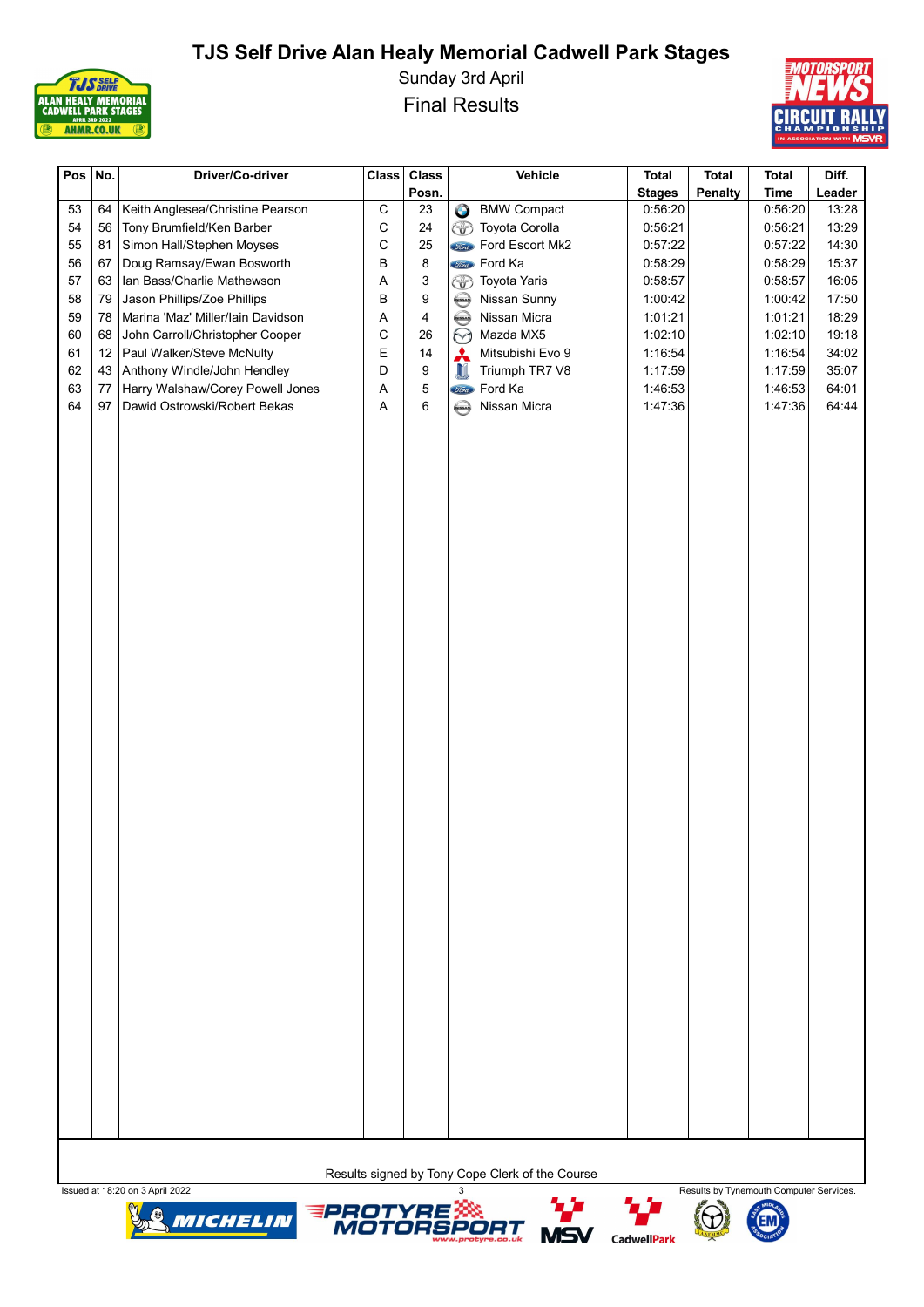# TJS Self Drive Alan Healy Memorial Cadwell Park Stages

Sunday 3rd April

Final Results

| Pos | No. | Driver/Co-driver | Class | Class Posn. | Vehicle | Total Stages | Total Penalty | Total Time | Diff. Leader |
|---|---|---|---|---|---|---|---|---|---|
| 53 | 64 | Keith Anglesea/Christine Pearson | C | 23 | BMW Compact | 0:56:20 | | 0:56:20 | 13:28 |
| 54 | 56 | Tony Brumfield/Ken Barber | C | 24 | Toyota Corolla | 0:56:21 | | 0:56:21 | 13:29 |
| 55 | 81 | Simon Hall/Stephen Moyses | C | 25 | Ford Escort Mk2 | 0:57:22 | | 0:57:22 | 14:30 |
| 56 | 67 | Doug Ramsay/Ewan Bosworth | B | 8 | Ford Ka | 0:58:29 | | 0:58:29 | 15:37 |
| 57 | 63 | Ian Bass/Charlie Mathewson | A | 3 | Toyota Yaris | 0:58:57 | | 0:58:57 | 16:05 |
| 58 | 79 | Jason Phillips/Zoe Phillips | B | 9 | Nissan Sunny | 1:00:42 | | 1:00:42 | 17:50 |
| 59 | 78 | Marina 'Maz' Miller/Iain Davidson | A | 4 | Nissan Micra | 1:01:21 | | 1:01:21 | 18:29 |
| 60 | 68 | John Carroll/Christopher Cooper | C | 26 | Mazda MX5 | 1:02:10 | | 1:02:10 | 19:18 |
| 61 | 12 | Paul Walker/Steve McNulty | E | 14 | Mitsubishi Evo 9 | 1:16:54 | | 1:16:54 | 34:02 |
| 62 | 43 | Anthony Windle/John Hendley | D | 9 | Triumph TR7 V8 | 1:17:59 | | 1:17:59 | 35:07 |
| 63 | 77 | Harry Walshaw/Corey Powell Jones | A | 5 | Ford Ka | 1:46:53 | | 1:46:53 | 64:01 |
| 64 | 97 | Dawid Ostrowski/Robert Bekas | A | 6 | Nissan Micra | 1:47:36 | | 1:47:36 | 64:44 |

Results signed by Tony Cope Clerk of the Course

Issued at 18:20 on 3 April 2022

Results by Tynemouth Computer Services.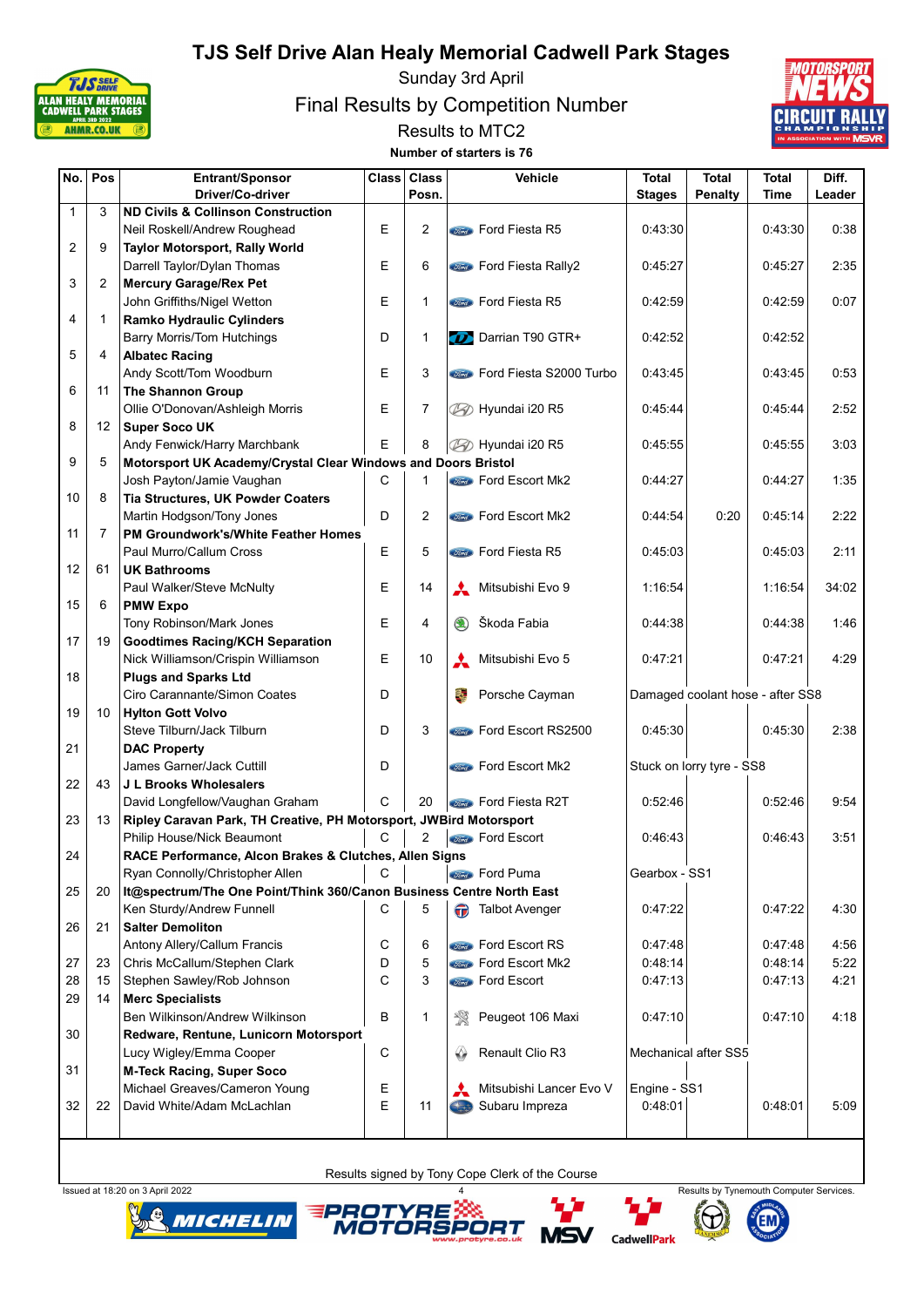# TJS Self Drive Alan Healy Memorial Cadwell Park Stages

Sunday 3rd April

Final Results by Competition Number

Results to MTC2

**Number of starters is 76**

| No. | Pos | Entrant/Sponsor Driver/Co-driver | Class | Class Posn. | Vehicle | Total Stages | Total Penalty | Total Time | Diff. Leader |
|---|---|---|---|---|---|---|---|---|---|
| 1 | 3 | **ND Civils & Collinson Construction** | | | | | | | |
| | | Neil Roskell/Andrew Roughead | E | 2 | Ford Fiesta R5 | 0:43:30 | | 0:43:30 | 0:38 |
| 2 | 9 | **Taylor Motorsport, Rally World** | | | | | | | |
| | | Darrell Taylor/Dylan Thomas | E | 6 | Ford Fiesta Rally2 | 0:45:27 | | 0:45:27 | 2:35 |
| 3 | 2 | **Mercury Garage/Rex Pet** | | | | | | | |
| | | John Griffiths/Nigel Wetton | E | 1 | Ford Fiesta R5 | 0:42:59 | | 0:42:59 | 0:07 |
| 4 | 1 | **Ramko Hydraulic Cylinders** | | | | | | | |
| | | Barry Morris/Tom Hutchings | D | 1 | Darrian T90 GTR+ | 0:42:52 | | 0:42:52 | |
| 5 | 4 | **Albatec Racing** | | | | | | | |
| | | Andy Scott/Tom Woodburn | E | 3 | Ford Fiesta S2000 Turbo | 0:43:45 | | 0:43:45 | 0:53 |
| 6 | 11 | **The Shannon Group** | | | | | | | |
| | | Ollie O'Donovan/Ashleigh Morris | E | 7 | Hyundai i20 R5 | 0:45:44 | | 0:45:44 | 2:52 |
| 8 | 12 | **Super Soco UK** | | | | | | | |
| | | Andy Fenwick/Harry Marchbank | E | 8 | Hyundai i20 R5 | 0:45:55 | | 0:45:55 | 3:03 |
| 9 | 5 | **Motorsport UK Academy/Crystal Clear Windows and Doors Bristol** | | | | | | | |
| | | Josh Payton/Jamie Vaughan | C | 1 | Ford Escort Mk2 | 0:44:27 | | 0:44:27 | 1:35 |
| 10 | 8 | **Tia Structures, UK Powder Coaters** | | | | | | | |
| | | Martin Hodgson/Tony Jones | D | 2 | Ford Escort Mk2 | 0:44:54 | 0:20 | 0:45:14 | 2:22 |
| 11 | 7 | **PM Groundwork's/White Feather Homes** | | | | | | | |
| | | Paul Murro/Callum Cross | E | 5 | Ford Fiesta R5 | 0:45:03 | | 0:45:03 | 2:11 |
| 12 | 61 | **UK Bathrooms** | | | | | | | |
| | | Paul Walker/Steve McNulty | E | 14 | Mitsubishi Evo 9 | 1:16:54 | | 1:16:54 | 34:02 |
| 15 | 6 | **PMW Expo** | | | | | | | |
| | | Tony Robinson/Mark Jones | E | 4 | Škoda Fabia | 0:44:38 | | 0:44:38 | 1:46 |
| 17 | 19 | **Goodtimes Racing/KCH Separation** | | | | | | | |
| | | Nick Williamson/Crispin Williamson | E | 10 | Mitsubishi Evo 5 | 0:47:21 | | 0:47:21 | 4:29 |
| 18 | | **Plugs and Sparks Ltd** | | | | | | | |
| | | Ciro Carannante/Simon Coates | D | | Porsche Cayman | Damaged coolant hose - after SS8 | | | |
| 19 | 10 | **Hylton Gott Volvo** | | | | | | | |
| | | Steve Tilburn/Jack Tilburn | D | 3 | Ford Escort RS2500 | 0:45:30 | | 0:45:30 | 2:38 |
| 21 | | **DAC Property** | | | | | | | |
| | | James Garner/Jack Cuttill | D | | Ford Escort Mk2 | Stuck on lorry tyre - SS8 | | | |
| 22 | 43 | **J L Brooks Wholesalers** | | | | | | | |
| | | David Longfellow/Vaughan Graham | C | 20 | Ford Fiesta R2T | 0:52:46 | | 0:52:46 | 9:54 |
| 23 | 13 | **Ripley Caravan Park, TH Creative, PH Motorsport, JWBird Motorsport** | | | | | | | |
| | | Philip House/Nick Beaumont | C | 2 | Ford Escort | 0:46:43 | | 0:46:43 | 3:51 |
| 24 | | **RACE Performance, Alcon Brakes & Clutches, Allen Signs** | | | | | | | |
| | | Ryan Connolly/Christopher Allen | C | | Ford Puma | Gearbox - SS1 | | | |
| 25 | 20 | **It@spectrum/The One Point/Think 360/Canon Business Centre North East** | | | | | | | |
| | | Ken Sturdy/Andrew Funnell | C | 5 | Talbot Avenger | 0:47:22 | | 0:47:22 | 4:30 |
| 26 | 21 | **Salter Demoliton** | | | | | | | |
| | | Antony Allery/Callum Francis | C | 6 | Ford Escort RS | 0:47:48 | | 0:47:48 | 4:56 |
| 27 | 23 | Chris McCallum/Stephen Clark | D | 5 | Ford Escort Mk2 | 0:48:14 | | 0:48:14 | 5:22 |
| 28 | 15 | Stephen Sawley/Rob Johnson | C | 3 | Ford Escort | 0:47:13 | | 0:47:13 | 4:21 |
| 29 | 14 | **Merc Specialists** | | | | | | | |
| | | Ben Wilkinson/Andrew Wilkinson | B | 1 | Peugeot 106 Maxi | 0:47:10 | | 0:47:10 | 4:18 |
| 30 | | **Redware, Rentune, Lunicorn Motorsport** | | | | | | | |
| | | Lucy Wigley/Emma Cooper | C | | Renault Clio R3 | Mechanical after SS5 | | | |
| 31 | | **M-Teck Racing, Super Soco** | | | | | | | |
| | | Michael Greaves/Cameron Young | E | | Mitsubishi Lancer Evo V | Engine - SS1 | | | |
| 32 | 22 | David White/Adam McLachlan | E | 11 | Subaru Impreza | 0:48:01 | | 0:48:01 | 5:09 |

Results signed by Tony Cope Clerk of the Course

Issued at 18:20 on 3 April 2022

Results by Tynemouth Computer Services.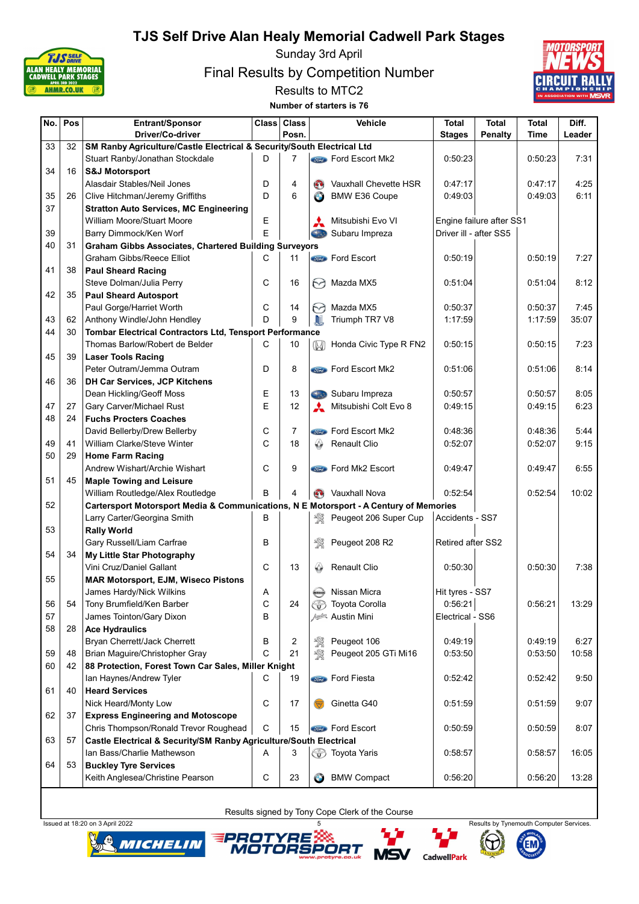# TJS Self Drive Alan Healy Memorial Cadwell Park Stages

Sunday 3rd April

Final Results by Competition Number

Results to MTC2

**Number of starters is 76**

| No. | Pos | Entrant/Sponsor<br>Driver/Co-driver | Class | Class Posn. | Vehicle | Total Stages | Total Penalty | Total Time | Diff. Leader |
|---|---|---|---|---|---|---|---|---|---|
| 33 | 32 | **SM Ranby Agriculture/Castle Electrical & Security/South Electrical Ltd** | | | | | | | |
| | | Stuart Ranby/Jonathan Stockdale | D | 7 | Ford Escort Mk2 | 0:50:23 | | 0:50:23 | 7:31 |
| 34 | 16 | **S&J Motorsport** | | | | | | | |
| | | Alasdair Stables/Neil Jones | D | 4 | Vauxhall Chevette HSR | 0:47:17 | | 0:47:17 | 4:25 |
| 35 | 26 | Clive Hitchman/Jeremy Griffiths | D | 6 | BMW E36 Coupe | 0:49:03 | | 0:49:03 | 6:11 |
| 37 | | **Stratton Auto Services, MC Engineering** | | | | | | | |
| | | William Moore/Stuart Moore | E | | Mitsubishi Evo VI | Engine failure after SS1 | | | |
| 39 | | Barry Dimmock/Ken Worf | E | | Subaru Impreza | Driver ill - after SS5 | | | |
| 40 | 31 | **Graham Gibbs Associates, Chartered Building Surveyors** | | | | | | | |
| | | Graham Gibbs/Reece Elliot | C | 11 | Ford Escort | 0:50:19 | | 0:50:19 | 7:27 |
| 41 | 38 | **Paul Sheard Racing** | | | | | | | |
| | | Steve Dolman/Julia Perry | C | 16 | Mazda MX5 | 0:51:04 | | 0:51:04 | 8:12 |
| 42 | 35 | **Paul Sheard Autosport** | | | | | | | |
| | | Paul Gorge/Harriet Worth | C | 14 | Mazda MX5 | 0:50:37 | | 0:50:37 | 7:45 |
| 43 | 62 | Anthony Windle/John Hendley | D | 9 | Triumph TR7 V8 | 1:17:59 | | 1:17:59 | 35:07 |
| 44 | 30 | **Tombar Electrical Contractors Ltd, Tensport Performance** | | | | | | | |
| | | Thomas Barlow/Robert de Belder | C | 10 | Honda Civic Type R FN2 | 0:50:15 | | 0:50:15 | 7:23 |
| 45 | 39 | **Laser Tools Racing** | | | | | | | |
| | | Peter Outram/Jemma Outram | D | 8 | Ford Escort Mk2 | 0:51:06 | | 0:51:06 | 8:14 |
| 46 | 36 | **DH Car Services, JCP Kitchens** | | | | | | | |
| | | Dean Hickling/Geoff Moss | E | 13 | Subaru Impreza | 0:50:57 | | 0:50:57 | 8:05 |
| 47 | 27 | Gary Carver/Michael Rust | E | 12 | Mitsubishi Colt Evo 8 | 0:49:15 | | 0:49:15 | 6:23 |
| 48 | 24 | **Fuchs Procters Coaches** | | | | | | | |
| | | David Bellerby/Drew Bellerby | C | 7 | Ford Escort Mk2 | 0:48:36 | | 0:48:36 | 5:44 |
| 49 | 41 | William Clarke/Steve Winter | C | 18 | Renault Clio | 0:52:07 | | 0:52:07 | 9:15 |
| 50 | 29 | **Home Farm Racing** | | | | | | | |
| | | Andrew Wishart/Archie Wishart | C | 9 | Ford Mk2 Escort | 0:49:47 | | 0:49:47 | 6:55 |
| 51 | 45 | **Maple Towing and Leisure** | | | | | | | |
| | | William Routledge/Alex Routledge | B | 4 | Vauxhall Nova | 0:52:54 | | 0:52:54 | 10:02 |
| 52 | | **Cartersport Motorsport Media & Communications, N E Motorsport - A Century of Memories** | | | | | | | |
| | | Larry Carter/Georgina Smith | B | | Peugeot 206 Super Cup | Accidents - SS7 | | | |
| 53 | | **Rally World** | | | | | | | |
| | | Gary Russell/Liam Carfrae | B | | Peugeot 208 R2 | Retired after SS2 | | | |
| 54 | 34 | **My Little Star Photography** | | | | | | | |
| | | Vini Cruz/Daniel Gallant | C | 13 | Renault Clio | 0:50:30 | | 0:50:30 | 7:38 |
| 55 | | **MAR Motorsport, EJM, Wiseco Pistons** | | | | | | | |
| | | James Hardy/Nick Wilkins | A | | Nissan Micra | Hit tyres - SS7 | | | |
| 56 | 54 | Tony Brumfield/Ken Barber | C | 24 | Toyota Corolla | 0:56:21 | | 0:56:21 | 13:29 |
| 57 | | James Tointon/Gary Dixon | B | | Austin Mini | Electrical - SS6 | | | |
| 58 | 28 | **Ace Hydraulics** | | | | | | | |
| | | Bryan Cherrett/Jack Cherrett | B | 2 | Peugeot 106 | 0:49:19 | | 0:49:19 | 6:27 |
| 59 | 48 | Brian Maguire/Christopher Gray | C | 21 | Peugeot 205 GTi Mi16 | 0:53:50 | | 0:53:50 | 10:58 |
| 60 | 42 | **88 Protection, Forest Town Car Sales, Miller Knight** | | | | | | | |
| | | Ian Haynes/Andrew Tyler | C | 19 | Ford Fiesta | 0:52:42 | | 0:52:42 | 9:50 |
| 61 | 40 | **Heard Services** | | | | | | | |
| | | Nick Heard/Monty Low | C | 17 | Ginetta G40 | 0:51:59 | | 0:51:59 | 9:07 |
| 62 | 37 | **Express Engineering and Motoscope** | | | | | | | |
| | | Chris Thompson/Ronald Trevor Roughead | C | 15 | Ford Escort | 0:50:59 | | 0:50:59 | 8:07 |
| 63 | 57 | **Castle Electrical & Security/SM Ranby Agriculture/South Electrical** | | | | | | | |
| | | Ian Bass/Charlie Mathewson | A | 3 | Toyota Yaris | 0:58:57 | | 0:58:57 | 16:05 |
| 64 | 53 | **Buckley Tyre Services** | | | | | | | |
| | | Keith Anglesea/Christine Pearson | C | 23 | BMW Compact | 0:56:20 | | 0:56:20 | 13:28 |

Results signed by Tony Cope Clerk of the Course

Issued at 18:20 on 3 April 2022

Results by Tynemouth Computer Services.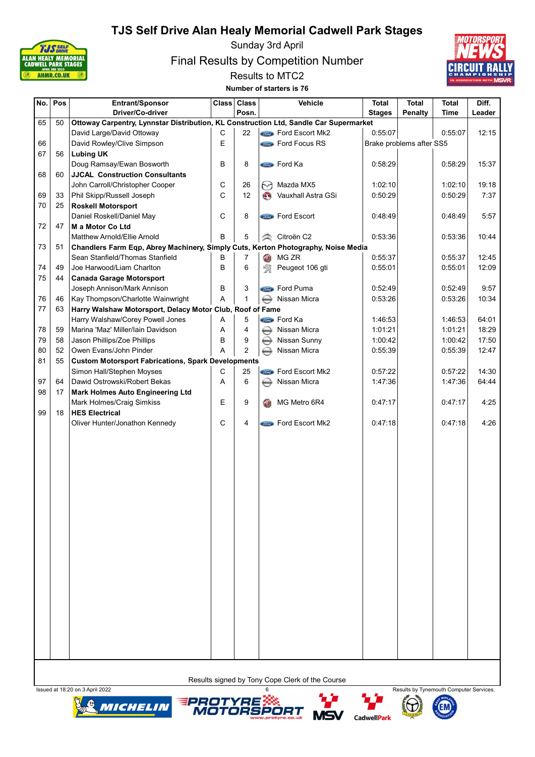# TJS Self Drive Alan Healy Memorial Cadwell Park Stages

Sunday 3rd April

Final Results by Competition Number

Results to MTC2

**Number of starters is 76**

| No. | Pos | Entrant/Sponsor Driver/Co-driver | Class | Class Posn. | Vehicle | Total Stages | Total Penalty | Total Time | Diff. Leader |
|---|---|---|---|---|---|---|---|---|---|
| 65 | 50 | **Ottoway Carpentry, Lynnstar Distribution, KL Construction Ltd, Sandle Car Supermarket** | | | | | | | |
| | | David Large/David Ottoway | C | 22 | Ford Escort Mk2 | 0:55:07 | | 0:55:07 | 12:15 |
| 66 | | David Rowley/Clive Simpson | E | | Ford Focus RS | Brake problems after SS5 | | | |
| 67 | 56 | **Lubing UK** | | | | | | | |
| | | Doug Ramsay/Ewan Bosworth | B | 8 | Ford Ka | 0:58:29 | | 0:58:29 | 15:37 |
| 68 | 60 | **JJCAL Construction Consultants** | | | | | | | |
| | | John Carroll/Christopher Cooper | C | 26 | Mazda MX5 | 1:02:10 | | 1:02:10 | 19:18 |
| 69 | 33 | Phil Skipp/Russell Joseph | C | 12 | Vauxhall Astra GSi | 0:50:29 | | 0:50:29 | 7:37 |
| 70 | 25 | **Roskell Motorsport** | | | | | | | |
| | | Daniel Roskell/Daniel May | C | 8 | Ford Escort | 0:48:49 | | 0:48:49 | 5:57 |
| 72 | 47 | **M a Motor Co Ltd** | | | | | | | |
| | | Matthew Arnold/Ellie Arnold | B | 5 | Citroën C2 | 0:53:36 | | 0:53:36 | 10:44 |
| 73 | 51 | **Chandlers Farm Eqp, Abrey Machinery, Simply Cuts, Kerton Photography, Noise Media** | | | | | | | |
| | | Sean Stanfield/Thomas Stanfield | B | 7 | MG ZR | 0:55:37 | | 0:55:37 | 12:45 |
| 74 | 49 | Joe Harwood/Liam Charlton | B | 6 | Peugeot 106 gti | 0:55:01 | | 0:55:01 | 12:09 |
| 75 | 44 | **Canada Garage Motorsport** | | | | | | | |
| | | Joseph Annison/Mark Annison | B | 3 | Ford Puma | 0:52:49 | | 0:52:49 | 9:57 |
| 76 | 46 | Kay Thompson/Charlotte Wainwright | A | 1 | Nissan Micra | 0:53:26 | | 0:53:26 | 10:34 |
| 77 | 63 | **Harry Walshaw Motorsport, Delacy Motor Club, Roof of Fame** | | | | | | | |
| | | Harry Walshaw/Corey Powell Jones | A | 5 | Ford Ka | 1:46:53 | | 1:46:53 | 64:01 |
| 78 | 59 | Marina 'Maz' Miller/Iain Davidson | A | 4 | Nissan Micra | 1:01:21 | | 1:01:21 | 18:29 |
| 79 | 58 | Jason Phillips/Zoe Phillips | B | 9 | Nissan Sunny | 1:00:42 | | 1:00:42 | 17:50 |
| 80 | 52 | Owen Evans/John Pinder | A | 2 | Nissan Micra | 0:55:39 | | 0:55:39 | 12:47 |
| 81 | 55 | **Custom Motorsport Fabrications, Spark Developments** | | | | | | | |
| | | Simon Hall/Stephen Moyses | C | 25 | Ford Escort Mk2 | 0:57:22 | | 0:57:22 | 14:30 |
| 97 | 64 | Dawid Ostrowski/Robert Bekas | A | 6 | Nissan Micra | 1:47:36 | | 1:47:36 | 64:44 |
| 98 | 17 | **Mark Holmes Auto Engineering Ltd** | | | | | | | |
| | | Mark Holmes/Craig Simkiss | E | 9 | MG Metro 6R4 | 0:47:17 | | 0:47:17 | 4:25 |
| 99 | 18 | **HES Electrical** | | | | | | | |
| | | Oliver Hunter/Jonathon Kennedy | C | 4 | Ford Escort Mk2 | 0:47:18 | | 0:47:18 | 4:26 |

Results signed by Tony Cope Clerk of the Course

Issued at 18:20 on 3 April 2022

Results by Tynemouth Computer Services.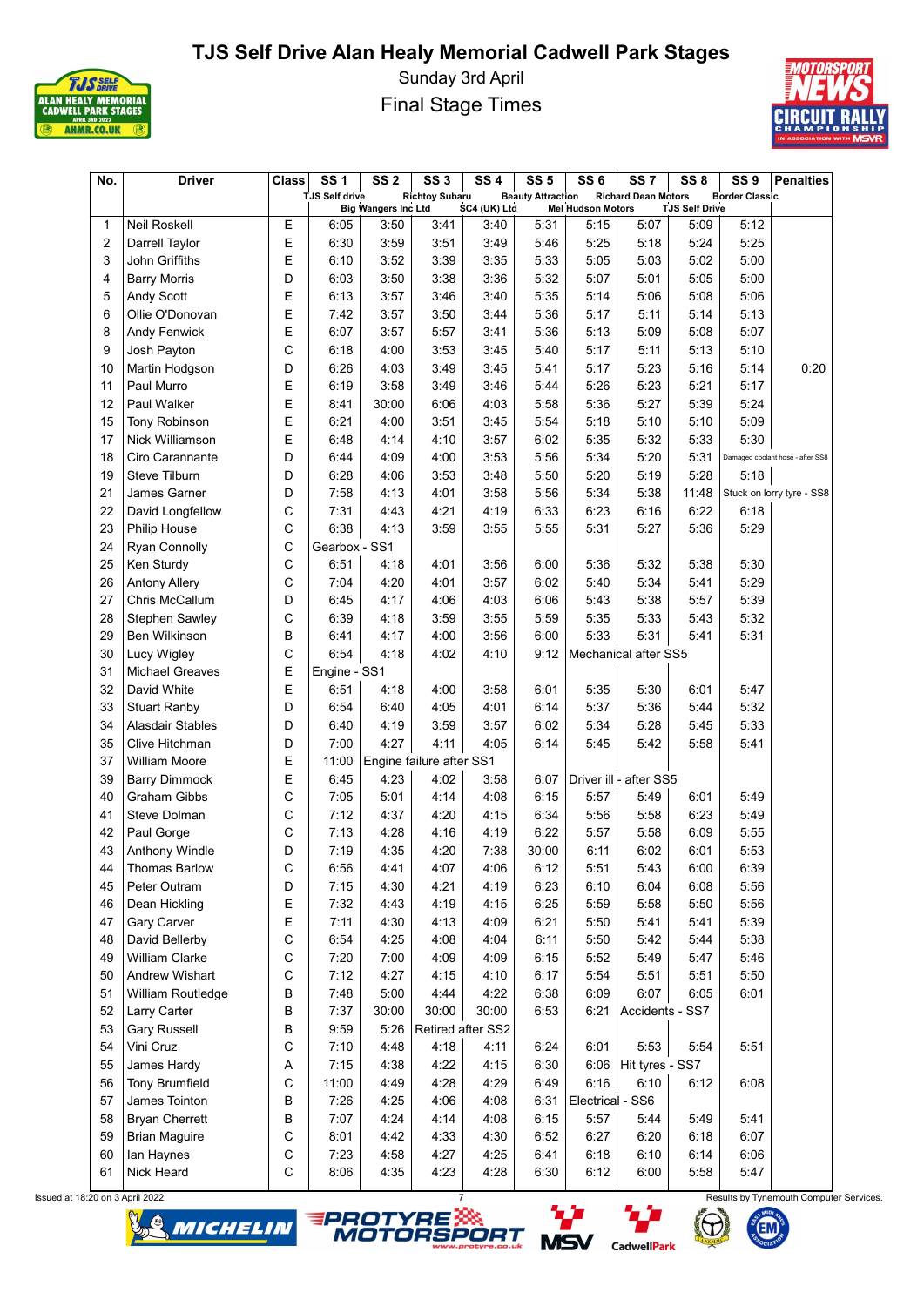# TJS Self Drive Alan Healy Memorial Cadwell Park Stages

Sunday 3rd April

Final Stage Times

| No. | Driver | Class | SS 1 | SS 2 | SS 3 | SS 4 | SS 5 | SS 6 | SS 7 | SS 8 | SS 9 | Penalties |
|---|---|---|---|---|---|---|---|---|---|---|---|---|
| | | | TJS Self drive | Big Wangers Inc Ltd | Richtoy Subaru | SC4 (UK) Ltd | Beauty Attraction | Mel Hudson Motors | Richard Dean Motors | TJS Self Drive | Border Classic | |
| 1 | Neil Roskell | E | 6:05 | 3:50 | 3:41 | 3:40 | 5:31 | 5:15 | 5:07 | 5:09 | 5:12 | |
| 2 | Darrell Taylor | E | 6:30 | 3:59 | 3:51 | 3:49 | 5:46 | 5:25 | 5:18 | 5:24 | 5:25 | |
| 3 | John Griffiths | E | 6:10 | 3:52 | 3:39 | 3:35 | 5:33 | 5:05 | 5:03 | 5:02 | 5:00 | |
| 4 | Barry Morris | D | 6:03 | 3:50 | 3:38 | 3:36 | 5:32 | 5:07 | 5:01 | 5:05 | 5:00 | |
| 5 | Andy Scott | E | 6:13 | 3:57 | 3:46 | 3:40 | 5:35 | 5:14 | 5:06 | 5:08 | 5:06 | |
| 6 | Ollie O'Donovan | E | 7:42 | 3:57 | 3:50 | 3:44 | 5:36 | 5:17 | 5:11 | 5:14 | 5:13 | |
| 8 | Andy Fenwick | E | 6:07 | 3:57 | 5:57 | 3:41 | 5:36 | 5:13 | 5:09 | 5:08 | 5:07 | |
| 9 | Josh Payton | C | 6:18 | 4:00 | 3:53 | 3:45 | 5:40 | 5:17 | 5:11 | 5:13 | 5:10 | |
| 10 | Martin Hodgson | D | 6:26 | 4:03 | 3:49 | 3:45 | 5:41 | 5:17 | 5:23 | 5:16 | 5:14 | 0:20 |
| 11 | Paul Murro | E | 6:19 | 3:58 | 3:49 | 3:46 | 5:44 | 5:26 | 5:23 | 5:21 | 5:17 | |
| 12 | Paul Walker | E | 8:41 | 30:00 | 6:06 | 4:03 | 5:58 | 5:36 | 5:27 | 5:39 | 5:24 | |
| 15 | Tony Robinson | E | 6:21 | 4:00 | 3:51 | 3:45 | 5:54 | 5:18 | 5:10 | 5:10 | 5:09 | |
| 17 | Nick Williamson | E | 6:48 | 4:14 | 4:10 | 3:57 | 6:02 | 5:35 | 5:32 | 5:33 | 5:30 | |
| 18 | Ciro Carannante | D | 6:44 | 4:09 | 4:00 | 3:53 | 5:56 | 5:34 | 5:20 | 5:31 | Damaged coolant hose - after SS8 | |
| 19 | Steve Tilburn | D | 6:28 | 4:06 | 3:53 | 3:48 | 5:50 | 5:20 | 5:19 | 5:28 | 5:18 | |
| 21 | James Garner | D | 7:58 | 4:13 | 4:01 | 3:58 | 5:56 | 5:34 | 5:38 | 11:48 | Stuck on lorry tyre - SS8 | |
| 22 | David Longfellow | C | 7:31 | 4:43 | 4:21 | 4:19 | 6:33 | 6:23 | 6:16 | 6:22 | 6:18 | |
| 23 | Philip House | C | 6:38 | 4:13 | 3:59 | 3:55 | 5:55 | 5:31 | 5:27 | 5:36 | 5:29 | |
| 24 | Ryan Connolly | C | Gearbox - SS1 | | | | | | | | | |
| 25 | Ken Sturdy | C | 6:51 | 4:18 | 4:01 | 3:56 | 6:00 | 5:36 | 5:32 | 5:38 | 5:30 | |
| 26 | Antony Allery | C | 7:04 | 4:20 | 4:01 | 3:57 | 6:02 | 5:40 | 5:34 | 5:41 | 5:29 | |
| 27 | Chris McCallum | D | 6:45 | 4:17 | 4:06 | 4:03 | 6:06 | 5:43 | 5:38 | 5:57 | 5:39 | |
| 28 | Stephen Sawley | C | 6:39 | 4:18 | 3:59 | 3:55 | 5:59 | 5:35 | 5:33 | 5:43 | 5:32 | |
| 29 | Ben Wilkinson | B | 6:41 | 4:17 | 4:00 | 3:56 | 6:00 | 5:33 | 5:31 | 5:41 | 5:31 | |
| 30 | Lucy Wigley | C | 6:54 | 4:18 | 4:02 | 4:10 | 9:12 | Mechanical after SS5 | | | | |
| 31 | Michael Greaves | E | Engine - SS1 | | | | | | | | | |
| 32 | David White | E | 6:51 | 4:18 | 4:00 | 3:58 | 6:01 | 5:35 | 5:30 | 6:01 | 5:47 | |
| 33 | Stuart Ranby | D | 6:54 | 6:40 | 4:05 | 4:01 | 6:14 | 5:37 | 5:36 | 5:44 | 5:32 | |
| 34 | Alasdair Stables | D | 6:40 | 4:19 | 3:59 | 3:57 | 6:02 | 5:34 | 5:28 | 5:45 | 5:33 | |
| 35 | Clive Hitchman | D | 7:00 | 4:27 | 4:11 | 4:05 | 6:14 | 5:45 | 5:42 | 5:58 | 5:41 | |
| 37 | William Moore | E | 11:00 | Engine failure after SS1 | | | | | | | | |
| 39 | Barry Dimmock | E | 6:45 | 4:23 | 4:02 | 3:58 | 6:07 | Driver ill - after SS5 | | | | |
| 40 | Graham Gibbs | C | 7:05 | 5:01 | 4:14 | 4:08 | 6:15 | 5:57 | 5:49 | 6:01 | 5:49 | |
| 41 | Steve Dolman | C | 7:12 | 4:37 | 4:20 | 4:15 | 6:34 | 5:56 | 5:58 | 6:23 | 5:49 | |
| 42 | Paul Gorge | C | 7:13 | 4:28 | 4:16 | 4:19 | 6:22 | 5:57 | 5:58 | 6:09 | 5:55 | |
| 43 | Anthony Windle | D | 7:19 | 4:35 | 4:20 | 7:38 | 30:00 | 6:11 | 6:02 | 6:01 | 5:53 | |
| 44 | Thomas Barlow | C | 6:56 | 4:41 | 4:07 | 4:06 | 6:12 | 5:51 | 5:43 | 6:00 | 6:39 | |
| 45 | Peter Outram | D | 7:15 | 4:30 | 4:21 | 4:19 | 6:23 | 6:10 | 6:04 | 6:08 | 5:56 | |
| 46 | Dean Hickling | E | 7:32 | 4:43 | 4:19 | 4:15 | 6:25 | 5:59 | 5:58 | 5:50 | 5:56 | |
| 47 | Gary Carver | E | 7:11 | 4:30 | 4:13 | 4:09 | 6:21 | 5:50 | 5:41 | 5:41 | 5:39 | |
| 48 | David Bellerby | C | 6:54 | 4:25 | 4:08 | 4:04 | 6:11 | 5:50 | 5:42 | 5:44 | 5:38 | |
| 49 | William Clarke | C | 7:20 | 7:00 | 4:09 | 4:09 | 6:15 | 5:52 | 5:49 | 5:47 | 5:46 | |
| 50 | Andrew Wishart | C | 7:12 | 4:27 | 4:15 | 4:10 | 6:17 | 5:54 | 5:51 | 5:51 | 5:50 | |
| 51 | William Routledge | B | 7:48 | 5:00 | 4:44 | 4:22 | 6:38 | 6:09 | 6:07 | 6:05 | 6:01 | |
| 52 | Larry Carter | B | 7:37 | 30:00 | 30:00 | 30:00 | 6:53 | 6:21 | Accidents - SS7 | | | |
| 53 | Gary Russell | B | 9:59 | 5:26 | Retired after SS2 | | | | | | | |
| 54 | Vini Cruz | C | 7:10 | 4:48 | 4:18 | 4:11 | 6:24 | 6:01 | 5:53 | 5:54 | 5:51 | |
| 55 | James Hardy | A | 7:15 | 4:38 | 4:22 | 4:15 | 6:30 | 6:06 | Hit tyres - SS7 | | | |
| 56 | Tony Brumfield | C | 11:00 | 4:49 | 4:28 | 4:29 | 6:49 | 6:16 | 6:10 | 6:12 | 6:08 | |
| 57 | James Tointon | B | 7:26 | 4:25 | 4:06 | 4:08 | 6:31 | Electrical - SS6 | | | | |
| 58 | Bryan Cherrett | B | 7:07 | 4:24 | 4:14 | 4:08 | 6:15 | 5:57 | 5:44 | 5:49 | 5:41 | |
| 59 | Brian Maguire | C | 8:01 | 4:42 | 4:33 | 4:30 | 6:52 | 6:27 | 6:20 | 6:18 | 6:07 | |
| 60 | Ian Haynes | C | 7:23 | 4:58 | 4:27 | 4:25 | 6:41 | 6:18 | 6:10 | 6:14 | 6:06 | |
| 61 | Nick Heard | C | 8:06 | 4:35 | 4:23 | 4:28 | 6:30 | 6:12 | 6:00 | 5:58 | 5:47 | |

Issued at 18:20 on 3 April 2022

Results by Tynemouth Computer Services.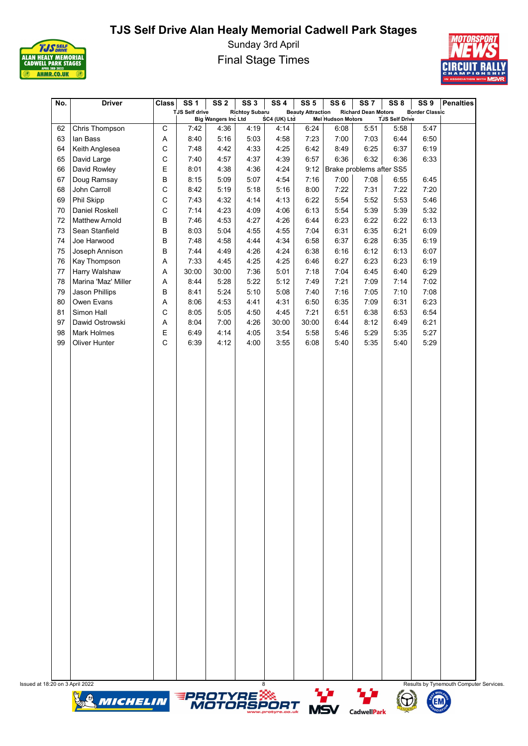# TJS Self Drive Alan Healy Memorial Cadwell Park Stages

Sunday 3rd April

Final Stage Times

| No. | Driver | Class | SS 1 | SS 2 | SS 3 | SS 4 | SS 5 | SS 6 | SS 7 | SS 8 | SS 9 | Penalties |
|---|---|---|---|---|---|---|---|---|---|---|---|---|
| | | | TJS Self drive | Big Wangers Inc Ltd | Richtoy Subaru | SC4 (UK) Ltd | Beauty Attraction | Mel Hudson Motors | Richard Dean Motors | TJS Self Drive | Border Classic | |
| 62 | Chris Thompson | C | 7:42 | 4:36 | 4:19 | 4:14 | 6:24 | 6:08 | 5:51 | 5:58 | 5:47 | |
| 63 | Ian Bass | A | 8:40 | 5:16 | 5:03 | 4:58 | 7:23 | 7:00 | 7:03 | 6:44 | 6:50 | |
| 64 | Keith Anglesea | C | 7:48 | 4:42 | 4:33 | 4:25 | 6:42 | 8:49 | 6:25 | 6:37 | 6:19 | |
| 65 | David Large | C | 7:40 | 4:57 | 4:37 | 4:39 | 6:57 | 6:36 | 6:32 | 6:36 | 6:33 | |
| 66 | David Rowley | E | 8:01 | 4:38 | 4:36 | 4:24 | 9:12 | Brake problems after SS5 | | | | |
| 67 | Doug Ramsay | B | 8:15 | 5:09 | 5:07 | 4:54 | 7:16 | 7:00 | 7:08 | 6:55 | 6:45 | |
| 68 | John Carroll | C | 8:42 | 5:19 | 5:18 | 5:16 | 8:00 | 7:22 | 7:31 | 7:22 | 7:20 | |
| 69 | Phil Skipp | C | 7:43 | 4:32 | 4:14 | 4:13 | 6:22 | 5:54 | 5:52 | 5:53 | 5:46 | |
| 70 | Daniel Roskell | C | 7:14 | 4:23 | 4:09 | 4:06 | 6:13 | 5:54 | 5:39 | 5:39 | 5:32 | |
| 72 | Matthew Arnold | B | 7:46 | 4:53 | 4:27 | 4:26 | 6:44 | 6:23 | 6:22 | 6:22 | 6:13 | |
| 73 | Sean Stanfield | B | 8:03 | 5:04 | 4:55 | 4:55 | 7:04 | 6:31 | 6:35 | 6:21 | 6:09 | |
| 74 | Joe Harwood | B | 7:48 | 4:58 | 4:44 | 4:34 | 6:58 | 6:37 | 6:28 | 6:35 | 6:19 | |
| 75 | Joseph Annison | B | 7:44 | 4:49 | 4:26 | 4:24 | 6:38 | 6:16 | 6:12 | 6:13 | 6:07 | |
| 76 | Kay Thompson | A | 7:33 | 4:45 | 4:25 | 4:25 | 6:46 | 6:27 | 6:23 | 6:23 | 6:19 | |
| 77 | Harry Walshaw | A | 30:00 | 30:00 | 7:36 | 5:01 | 7:18 | 7:04 | 6:45 | 6:40 | 6:29 | |
| 78 | Marina 'Maz' Miller | A | 8:44 | 5:28 | 5:22 | 5:12 | 7:49 | 7:21 | 7:09 | 7:14 | 7:02 | |
| 79 | Jason Phillips | B | 8:41 | 5:24 | 5:10 | 5:08 | 7:40 | 7:16 | 7:05 | 7:10 | 7:08 | |
| 80 | Owen Evans | A | 8:06 | 4:53 | 4:41 | 4:31 | 6:50 | 6:35 | 7:09 | 6:31 | 6:23 | |
| 81 | Simon Hall | C | 8:05 | 5:05 | 4:50 | 4:45 | 7:21 | 6:51 | 6:38 | 6:53 | 6:54 | |
| 97 | Dawid Ostrowski | A | 8:04 | 7:00 | 4:26 | 30:00 | 30:00 | 6:44 | 8:12 | 6:49 | 6:21 | |
| 98 | Mark Holmes | E | 6:49 | 4:14 | 4:05 | 3:54 | 5:58 | 5:46 | 5:29 | 5:35 | 5:27 | |
| 99 | Oliver Hunter | C | 6:39 | 4:12 | 4:00 | 3:55 | 6:08 | 5:40 | 5:35 | 5:40 | 5:29 | |

Issued at 18:20 on 3 April 2022

Results by Tynemouth Computer Services.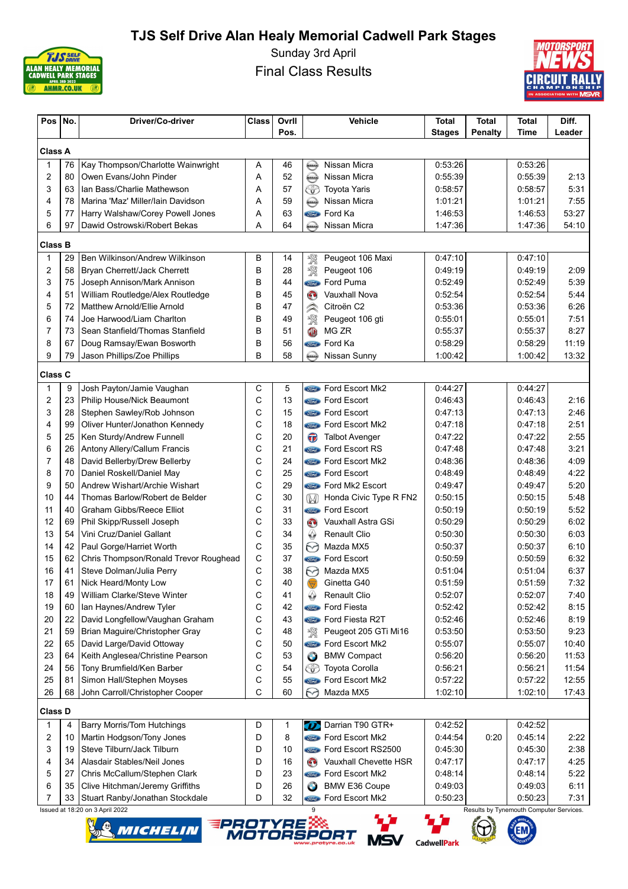# TJS Self Drive Alan Healy Memorial Cadwell Park Stages

Sunday 3rd April

Final Class Results

| Pos | No. | Driver/Co-driver | Class | Ovrll Pos. | Vehicle | Total Stages | Total Penalty | Total Time | Diff. Leader |
|---|---|---|---|---|---|---|---|---|---|
| **Class A** | | | | | | | | | |
| 1 | 76 | Kay Thompson/Charlotte Wainwright | A | 46 | Nissan Micra | 0:53:26 | | 0:53:26 | |
| 2 | 80 | Owen Evans/John Pinder | A | 52 | Nissan Micra | 0:55:39 | | 0:55:39 | 2:13 |
| 3 | 63 | Ian Bass/Charlie Mathewson | A | 57 | Toyota Yaris | 0:58:57 | | 0:58:57 | 5:31 |
| 4 | 78 | Marina 'Maz' Miller/Iain Davidson | A | 59 | Nissan Micra | 1:01:21 | | 1:01:21 | 7:55 |
| 5 | 77 | Harry Walshaw/Corey Powell Jones | A | 63 | Ford Ka | 1:46:53 | | 1:46:53 | 53:27 |
| 6 | 97 | Dawid Ostrowski/Robert Bekas | A | 64 | Nissan Micra | 1:47:36 | | 1:47:36 | 54:10 |
| **Class B** | | | | | | | | | |
| 1 | 29 | Ben Wilkinson/Andrew Wilkinson | B | 14 | Peugeot 106 Maxi | 0:47:10 | | 0:47:10 | |
| 2 | 58 | Bryan Cherrett/Jack Cherrett | B | 28 | Peugeot 106 | 0:49:19 | | 0:49:19 | 2:09 |
| 3 | 75 | Joseph Annison/Mark Annison | B | 44 | Ford Puma | 0:52:49 | | 0:52:49 | 5:39 |
| 4 | 51 | William Routledge/Alex Routledge | B | 45 | Vauxhall Nova | 0:52:54 | | 0:52:54 | 5:44 |
| 5 | 72 | Matthew Arnold/Ellie Arnold | B | 47 | Citroën C2 | 0:53:36 | | 0:53:36 | 6:26 |
| 6 | 74 | Joe Harwood/Liam Charlton | B | 49 | Peugeot 106 gti | 0:55:01 | | 0:55:01 | 7:51 |
| 7 | 73 | Sean Stanfield/Thomas Stanfield | B | 51 | MG ZR | 0:55:37 | | 0:55:37 | 8:27 |
| 8 | 67 | Doug Ramsay/Ewan Bosworth | B | 56 | Ford Ka | 0:58:29 | | 0:58:29 | 11:19 |
| 9 | 79 | Jason Phillips/Zoe Phillips | B | 58 | Nissan Sunny | 1:00:42 | | 1:00:42 | 13:32 |
| **Class C** | | | | | | | | | |
| 1 | 9 | Josh Payton/Jamie Vaughan | C | 5 | Ford Escort Mk2 | 0:44:27 | | 0:44:27 | |
| 2 | 23 | Philip House/Nick Beaumont | C | 13 | Ford Escort | 0:46:43 | | 0:46:43 | 2:16 |
| 3 | 28 | Stephen Sawley/Rob Johnson | C | 15 | Ford Escort | 0:47:13 | | 0:47:13 | 2:46 |
| 4 | 99 | Oliver Hunter/Jonathon Kennedy | C | 18 | Ford Escort Mk2 | 0:47:18 | | 0:47:18 | 2:51 |
| 5 | 25 | Ken Sturdy/Andrew Funnell | C | 20 | Talbot Avenger | 0:47:22 | | 0:47:22 | 2:55 |
| 6 | 26 | Antony Allery/Callum Francis | C | 21 | Ford Escort RS | 0:47:48 | | 0:47:48 | 3:21 |
| 7 | 48 | David Bellerby/Drew Bellerby | C | 24 | Ford Escort Mk2 | 0:48:36 | | 0:48:36 | 4:09 |
| 8 | 70 | Daniel Roskell/Daniel May | C | 25 | Ford Escort | 0:48:49 | | 0:48:49 | 4:22 |
| 9 | 50 | Andrew Wishart/Archie Wishart | C | 29 | Ford Mk2 Escort | 0:49:47 | | 0:49:47 | 5:20 |
| 10 | 44 | Thomas Barlow/Robert de Belder | C | 30 | Honda Civic Type R FN2 | 0:50:15 | | 0:50:15 | 5:48 |
| 11 | 40 | Graham Gibbs/Reece Elliot | C | 31 | Ford Escort | 0:50:19 | | 0:50:19 | 5:52 |
| 12 | 69 | Phil Skipp/Russell Joseph | C | 33 | Vauxhall Astra GSi | 0:50:29 | | 0:50:29 | 6:02 |
| 13 | 54 | Vini Cruz/Daniel Gallant | C | 34 | Renault Clio | 0:50:30 | | 0:50:30 | 6:03 |
| 14 | 42 | Paul Gorge/Harriet Worth | C | 35 | Mazda MX5 | 0:50:37 | | 0:50:37 | 6:10 |
| 15 | 62 | Chris Thompson/Ronald Trevor Roughead | C | 37 | Ford Escort | 0:50:59 | | 0:50:59 | 6:32 |
| 16 | 41 | Steve Dolman/Julia Perry | C | 38 | Mazda MX5 | 0:51:04 | | 0:51:04 | 6:37 |
| 17 | 61 | Nick Heard/Monty Low | C | 40 | Ginetta G40 | 0:51:59 | | 0:51:59 | 7:32 |
| 18 | 49 | William Clarke/Steve Winter | C | 41 | Renault Clio | 0:52:07 | | 0:52:07 | 7:40 |
| 19 | 60 | Ian Haynes/Andrew Tyler | C | 42 | Ford Fiesta | 0:52:42 | | 0:52:42 | 8:15 |
| 20 | 22 | David Longfellow/Vaughan Graham | C | 43 | Ford Fiesta R2T | 0:52:46 | | 0:52:46 | 8:19 |
| 21 | 59 | Brian Maguire/Christopher Gray | C | 48 | Peugeot 205 GTi Mi16 | 0:53:50 | | 0:53:50 | 9:23 |
| 22 | 65 | David Large/David Ottoway | C | 50 | Ford Escort Mk2 | 0:55:07 | | 0:55:07 | 10:40 |
| 23 | 64 | Keith Anglesea/Christine Pearson | C | 53 | BMW Compact | 0:56:20 | | 0:56:20 | 11:53 |
| 24 | 56 | Tony Brumfield/Ken Barber | C | 54 | Toyota Corolla | 0:56:21 | | 0:56:21 | 11:54 |
| 25 | 81 | Simon Hall/Stephen Moyses | C | 55 | Ford Escort Mk2 | 0:57:22 | | 0:57:22 | 12:55 |
| 26 | 68 | John Carroll/Christopher Cooper | C | 60 | Mazda MX5 | 1:02:10 | | 1:02:10 | 17:43 |
| **Class D** | | | | | | | | | |
| 1 | 4 | Barry Morris/Tom Hutchings | D | 1 | Darrian T90 GTR+ | 0:42:52 | | 0:42:52 | |
| 2 | 10 | Martin Hodgson/Tony Jones | D | 8 | Ford Escort Mk2 | 0:44:54 | 0:20 | 0:45:14 | 2:22 |
| 3 | 19 | Steve Tilburn/Jack Tilburn | D | 10 | Ford Escort RS2500 | 0:45:30 | | 0:45:30 | 2:38 |
| 4 | 34 | Alasdair Stables/Neil Jones | D | 16 | Vauxhall Chevette HSR | 0:47:17 | | 0:47:17 | 4:25 |
| 5 | 27 | Chris McCallum/Stephen Clark | D | 23 | Ford Escort Mk2 | 0:48:14 | | 0:48:14 | 5:22 |
| 6 | 35 | Clive Hitchman/Jeremy Griffiths | D | 26 | BMW E36 Coupe | 0:49:03 | | 0:49:03 | 6:11 |
| 7 | 33 | Stuart Ranby/Jonathan Stockdale | D | 32 | Ford Escort Mk2 | 0:50:23 | | 0:50:23 | 7:31 |

Issued at 18:20 on 3 April 2022

Results by Tynemouth Computer Services.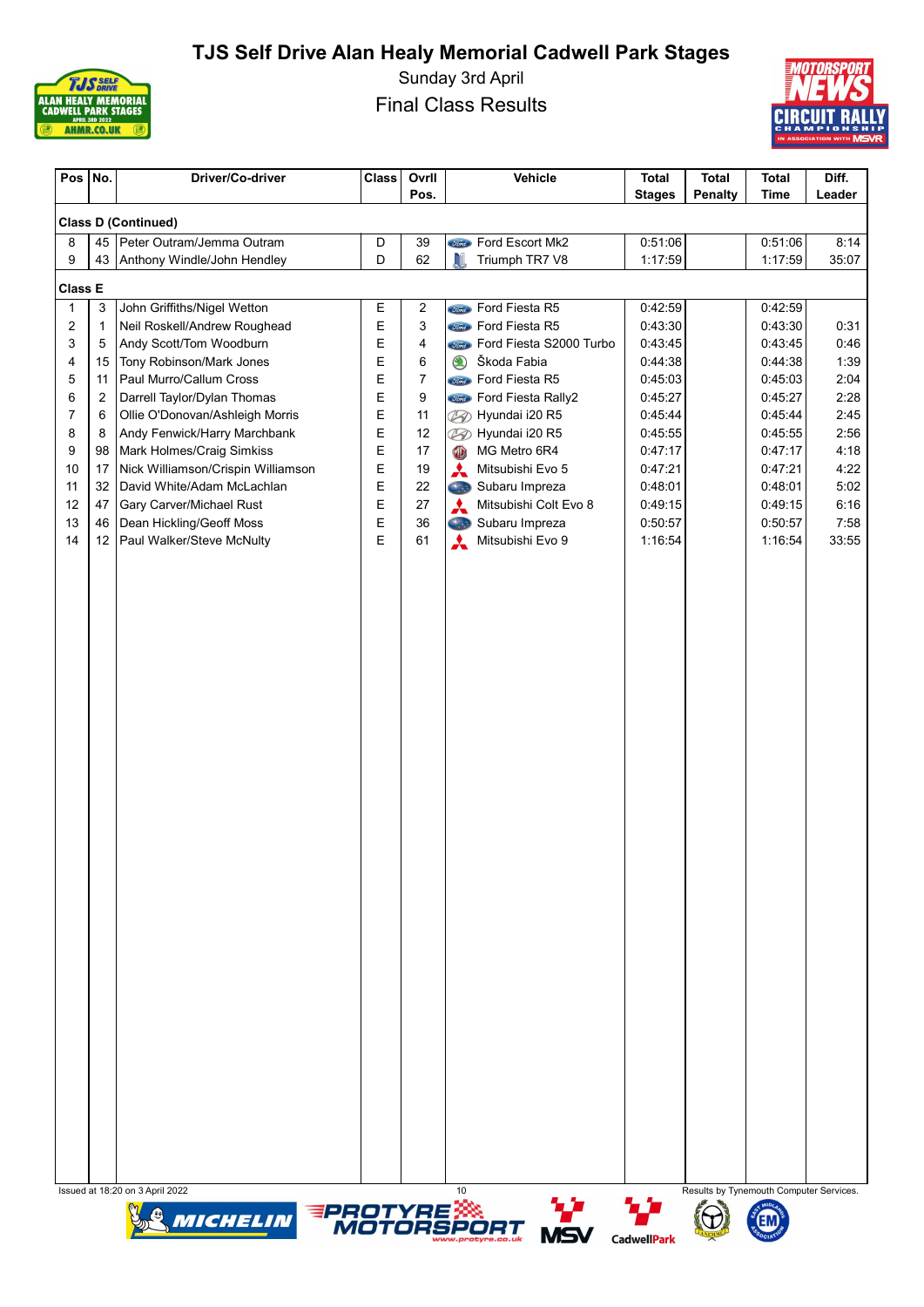# TJS Self Drive Alan Healy Memorial Cadwell Park Stages

Sunday 3rd April

Final Class Results

| Pos | No. | Driver/Co-driver | Class | Ovrll Pos. | Vehicle | Total Stages | Total Penalty | Total Time | Diff. Leader |
|---|---|---|---|---|---|---|---|---|---|
| **Class D (Continued)** | | | | | | | | | |
| 8 | 45 | Peter Outram/Jemma Outram | D | 39 | Ford Escort Mk2 | 0:51:06 | | 0:51:06 | 8:14 |
| 9 | 43 | Anthony Windle/John Hendley | D | 62 | Triumph TR7 V8 | 1:17:59 | | 1:17:59 | 35:07 |
| **Class E** | | | | | | | | | |
| 1 | 3 | John Griffiths/Nigel Wetton | E | 2 | Ford Fiesta R5 | 0:42:59 | | 0:42:59 | |
| 2 | 1 | Neil Roskell/Andrew Roughead | E | 3 | Ford Fiesta R5 | 0:43:30 | | 0:43:30 | 0:31 |
| 3 | 5 | Andy Scott/Tom Woodburn | E | 4 | Ford Fiesta S2000 Turbo | 0:43:45 | | 0:43:45 | 0:46 |
| 4 | 15 | Tony Robinson/Mark Jones | E | 6 | Škoda Fabia | 0:44:38 | | 0:44:38 | 1:39 |
| 5 | 11 | Paul Murro/Callum Cross | E | 7 | Ford Fiesta R5 | 0:45:03 | | 0:45:03 | 2:04 |
| 6 | 2 | Darrell Taylor/Dylan Thomas | E | 9 | Ford Fiesta Rally2 | 0:45:27 | | 0:45:27 | 2:28 |
| 7 | 6 | Ollie O'Donovan/Ashleigh Morris | E | 11 | Hyundai i20 R5 | 0:45:44 | | 0:45:44 | 2:45 |
| 8 | 8 | Andy Fenwick/Harry Marchbank | E | 12 | Hyundai i20 R5 | 0:45:55 | | 0:45:55 | 2:56 |
| 9 | 98 | Mark Holmes/Craig Simkiss | E | 17 | MG Metro 6R4 | 0:47:17 | | 0:47:17 | 4:18 |
| 10 | 17 | Nick Williamson/Crispin Williamson | E | 19 | Mitsubishi Evo 5 | 0:47:21 | | 0:47:21 | 4:22 |
| 11 | 32 | David White/Adam McLachlan | E | 22 | Subaru Impreza | 0:48:01 | | 0:48:01 | 5:02 |
| 12 | 47 | Gary Carver/Michael Rust | E | 27 | Mitsubishi Colt Evo 8 | 0:49:15 | | 0:49:15 | 6:16 |
| 13 | 46 | Dean Hickling/Geoff Moss | E | 36 | Subaru Impreza | 0:50:57 | | 0:50:57 | 7:58 |
| 14 | 12 | Paul Walker/Steve McNulty | E | 61 | Mitsubishi Evo 9 | 1:16:54 | | 1:16:54 | 33:55 |

Issued at 18:20 on 3 April 2022

Results by Tynemouth Computer Services.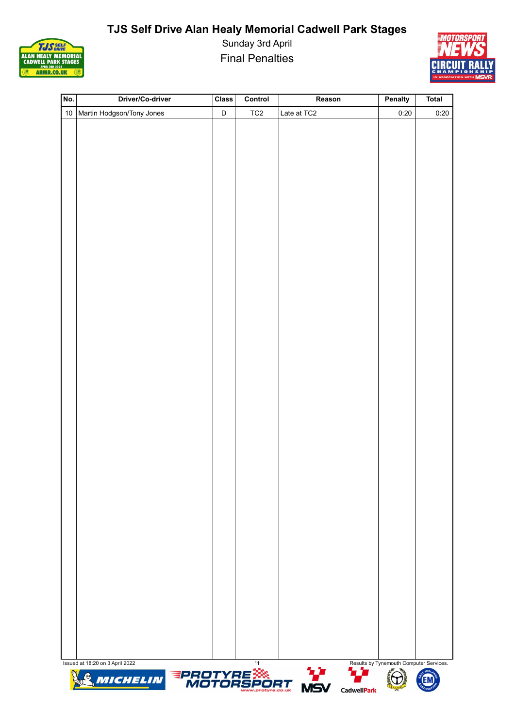# TJS Self Drive Alan Healy Memorial Cadwell Park Stages

Sunday 3rd April

Final Penalties

| No. | Driver/Co-driver | Class | Control | Reason | Penalty | Total |
|---|---|---|---|---|---|---|
| 10 | Martin Hodgson/Tony Jones | D | TC2 | Late at TC2 | 0:20 | 0:20 |

Issued at 18:20 on 3 April 2022

Results by Tynemouth Computer Services.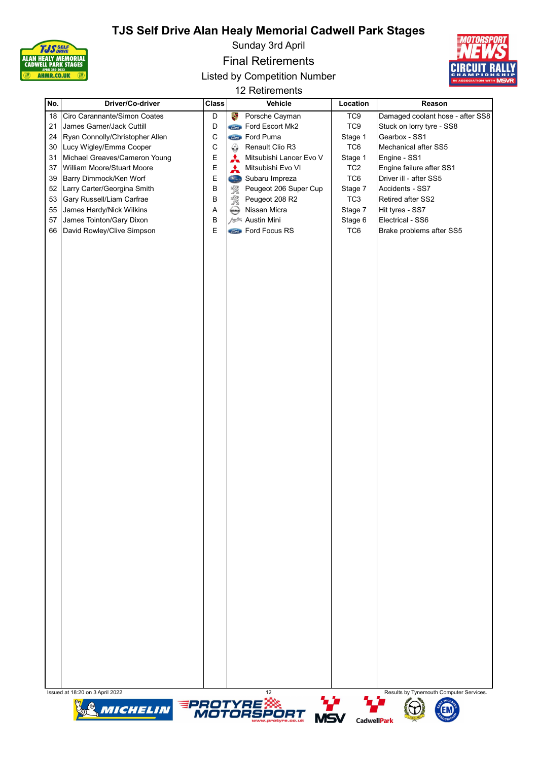# TJS Self Drive Alan Healy Memorial Cadwell Park Stages

Sunday 3rd April

Final Retirements

Listed by Competition Number

12 Retirements

| No. | Driver/Co-driver | Class | Vehicle | Location | Reason |
|---|---|---|---|---|---|
| 18 | Ciro Carannante/Simon Coates | D | Porsche Cayman | TC9 | Damaged coolant hose - after SS8 |
| 21 | James Garner/Jack Cuttill | D | Ford Escort Mk2 | TC9 | Stuck on lorry tyre - SS8 |
| 24 | Ryan Connolly/Christopher Allen | C | Ford Puma | Stage 1 | Gearbox - SS1 |
| 30 | Lucy Wigley/Emma Cooper | C | Renault Clio R3 | TC6 | Mechanical after SS5 |
| 31 | Michael Greaves/Cameron Young | E | Mitsubishi Lancer Evo V | Stage 1 | Engine - SS1 |
| 37 | William Moore/Stuart Moore | E | Mitsubishi Evo VI | TC2 | Engine failure after SS1 |
| 39 | Barry Dimmock/Ken Worf | E | Subaru Impreza | TC6 | Driver ill - after SS5 |
| 52 | Larry Carter/Georgina Smith | B | Peugeot 206 Super Cup | Stage 7 | Accidents - SS7 |
| 53 | Gary Russell/Liam Carfrae | B | Peugeot 208 R2 | TC3 | Retired after SS2 |
| 55 | James Hardy/Nick Wilkins | A | Nissan Micra | Stage 7 | Hit tyres - SS7 |
| 57 | James Tointon/Gary Dixon | B | Austin Mini | Stage 6 | Electrical - SS6 |
| 66 | David Rowley/Clive Simpson | E | Ford Focus RS | TC6 | Brake problems after SS5 |

Issued at 18:20 on 3 April 2022

Results by Tynemouth Computer Services.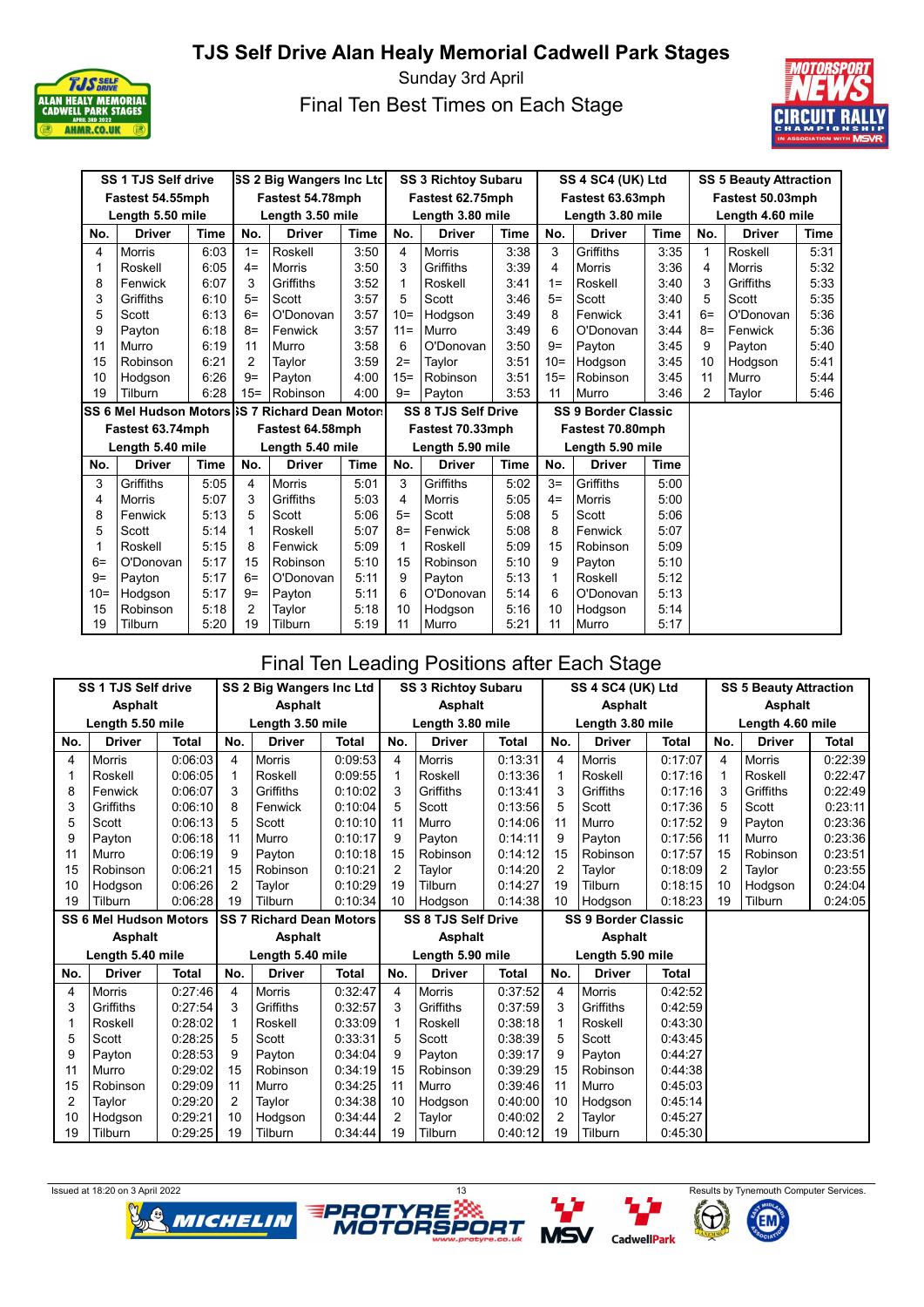# TJS Self Drive Alan Healy Memorial Cadwell Park Stages

Sunday 3rd April

## Final Ten Best Times on Each Stage

| SS 1 TJS Self drive<br>Fastest 54.55mph<br>Length 5.50 mile | | | SS 2 Big Wangers Inc Ltd<br>Fastest 54.78mph<br>Length 3.50 mile | | | SS 3 Richtoy Subaru<br>Fastest 62.75mph<br>Length 3.80 mile | | | SS 4 SC4 (UK) Ltd<br>Fastest 63.63mph<br>Length 3.80 mile | | | SS 5 Beauty Attraction<br>Fastest 50.03mph<br>Length 4.60 mile | | |
|---|---|---|---|---|---|---|---|---|---|---|---|---|---|---|
| No. | Driver | Time | No. | Driver | Time | No. | Driver | Time | No. | Driver | Time | No. | Driver | Time |
| 4 | Morris | 6:03 | 1= | Roskell | 3:50 | 4 | Morris | 3:38 | 3 | Griffiths | 3:35 | 1 | Roskell | 5:31 |
| 1 | Roskell | 6:05 | 4= | Morris | 3:50 | 3 | Griffiths | 3:39 | 4 | Morris | 3:36 | 4 | Morris | 5:32 |
| 8 | Fenwick | 6:07 | 3 | Griffiths | 3:52 | 1 | Roskell | 3:41 | 1= | Roskell | 3:40 | 3 | Griffiths | 5:33 |
| 3 | Griffiths | 6:10 | 5= | Scott | 3:57 | 5 | Scott | 3:46 | 5= | Scott | 3:40 | 5 | Scott | 5:35 |
| 5 | Scott | 6:13 | 6= | O'Donovan | 3:57 | 10= | Hodgson | 3:49 | 8 | Fenwick | 3:41 | 6= | O'Donovan | 5:36 |
| 9 | Payton | 6:18 | 8= | Fenwick | 3:57 | 11= | Murro | 3:49 | 6 | O'Donovan | 3:44 | 8= | Fenwick | 5:36 |
| 11 | Murro | 6:19 | 11 | Murro | 3:58 | 6 | O'Donovan | 3:50 | 9= | Payton | 3:45 | 9 | Payton | 5:40 |
| 15 | Robinson | 6:21 | 2 | Taylor | 3:59 | 2= | Taylor | 3:51 | 10= | Hodgson | 3:45 | 10 | Hodgson | 5:41 |
| 10 | Hodgson | 6:26 | 9= | Payton | 4:00 | 15= | Robinson | 3:51 | 15= | Robinson | 3:45 | 11 | Murro | 5:44 |
| 19 | Tilburn | 6:28 | 15= | Robinson | 4:00 | 9= | Payton | 3:53 | 11 | Murro | 3:46 | 2 | Taylor | 5:46 |

| SS 6 Mel Hudson Motors<br>Fastest 63.74mph<br>Length 5.40 mile | | | SS 7 Richard Dean Motors<br>Fastest 64.58mph<br>Length 5.40 mile | | | SS 8 TJS Self Drive<br>Fastest 70.33mph<br>Length 5.90 mile | | | SS 9 Border Classic<br>Fastest 70.80mph<br>Length 5.90 mile | | |
|---|---|---|---|---|---|---|---|---|---|---|---|
| No. | Driver | Time | No. | Driver | Time | No. | Driver | Time | No. | Driver | Time |
| 3 | Griffiths | 5:05 | 4 | Morris | 5:01 | 3 | Griffiths | 5:02 | 3= | Griffiths | 5:00 |
| 4 | Morris | 5:07 | 3 | Griffiths | 5:03 | 4 | Morris | 5:05 | 4= | Morris | 5:00 |
| 8 | Fenwick | 5:13 | 5 | Scott | 5:06 | 5= | Scott | 5:08 | 5 | Scott | 5:06 |
| 5 | Scott | 5:14 | 1 | Roskell | 5:07 | 8= | Fenwick | 5:08 | 8 | Fenwick | 5:07 |
| 1 | Roskell | 5:15 | 8 | Fenwick | 5:09 | 1 | Roskell | 5:09 | 15 | Robinson | 5:09 |
| 6= | O'Donovan | 5:17 | 15 | Robinson | 5:10 | 15 | Robinson | 5:10 | 9 | Payton | 5:10 |
| 9= | Payton | 5:17 | 6= | O'Donovan | 5:11 | 9 | Payton | 5:13 | 1 | Roskell | 5:12 |
| 10= | Hodgson | 5:17 | 9= | Payton | 5:11 | 6 | O'Donovan | 5:14 | 6 | O'Donovan | 5:13 |
| 15 | Robinson | 5:18 | 2 | Taylor | 5:18 | 10 | Hodgson | 5:16 | 10 | Hodgson | 5:14 |
| 19 | Tilburn | 5:20 | 19 | Tilburn | 5:19 | 11 | Murro | 5:21 | 11 | Murro | 5:17 |

## Final Ten Leading Positions after Each Stage

| SS 1 TJS Self drive<br>Asphalt<br>Length 5.50 mile | | | SS 2 Big Wangers Inc Ltd<br>Asphalt<br>Length 3.50 mile | | | SS 3 Richtoy Subaru<br>Asphalt<br>Length 3.80 mile | | | SS 4 SC4 (UK) Ltd<br>Asphalt<br>Length 3.80 mile | | | SS 5 Beauty Attraction<br>Asphalt<br>Length 4.60 mile | | |
|---|---|---|---|---|---|---|---|---|---|---|---|---|---|---|
| No. | Driver | Total | No. | Driver | Total | No. | Driver | Total | No. | Driver | Total | No. | Driver | Total |
| 4 | Morris | 0:06:03 | 4 | Morris | 0:09:53 | 4 | Morris | 0:13:31 | 4 | Morris | 0:17:07 | 4 | Morris | 0:22:39 |
| 1 | Roskell | 0:06:05 | 1 | Roskell | 0:09:55 | 1 | Roskell | 0:13:36 | 1 | Roskell | 0:17:16 | 1 | Roskell | 0:22:47 |
| 8 | Fenwick | 0:06:07 | 3 | Griffiths | 0:10:02 | 3 | Griffiths | 0:13:41 | 3 | Griffiths | 0:17:16 | 3 | Griffiths | 0:22:49 |
| 3 | Griffiths | 0:06:10 | 8 | Fenwick | 0:10:04 | 5 | Scott | 0:13:56 | 5 | Scott | 0:17:36 | 5 | Scott | 0:23:11 |
| 5 | Scott | 0:06:13 | 5 | Scott | 0:10:10 | 11 | Murro | 0:14:06 | 11 | Murro | 0:17:52 | 9 | Payton | 0:23:36 |
| 9 | Payton | 0:06:18 | 11 | Murro | 0:10:17 | 9 | Payton | 0:14:11 | 9 | Payton | 0:17:56 | 11 | Murro | 0:23:36 |
| 11 | Murro | 0:06:19 | 9 | Payton | 0:10:18 | 15 | Robinson | 0:14:12 | 15 | Robinson | 0:17:57 | 15 | Robinson | 0:23:51 |
| 15 | Robinson | 0:06:21 | 15 | Robinson | 0:10:21 | 2 | Taylor | 0:14:20 | 2 | Taylor | 0:18:09 | 2 | Taylor | 0:23:55 |
| 10 | Hodgson | 0:06:26 | 2 | Taylor | 0:10:29 | 19 | Tilburn | 0:14:27 | 19 | Tilburn | 0:18:15 | 10 | Hodgson | 0:24:04 |
| 19 | Tilburn | 0:06:28 | 19 | Tilburn | 0:10:34 | 10 | Hodgson | 0:14:38 | 10 | Hodgson | 0:18:23 | 19 | Tilburn | 0:24:05 |

| SS 6 Mel Hudson Motors<br>Asphalt<br>Length 5.40 mile | | | SS 7 Richard Dean Motors<br>Asphalt<br>Length 5.40 mile | | | SS 8 TJS Self Drive<br>Asphalt<br>Length 5.90 mile | | | SS 9 Border Classic<br>Asphalt<br>Length 5.90 mile | | |
|---|---|---|---|---|---|---|---|---|---|---|---|
| No. | Driver | Total | No. | Driver | Total | No. | Driver | Total | No. | Driver | Total |
| 4 | Morris | 0:27:46 | 4 | Morris | 0:32:47 | 4 | Morris | 0:37:52 | 4 | Morris | 0:42:52 |
| 3 | Griffiths | 0:27:54 | 3 | Griffiths | 0:32:57 | 3 | Griffiths | 0:37:59 | 3 | Griffiths | 0:42:59 |
| 1 | Roskell | 0:28:02 | 1 | Roskell | 0:33:09 | 1 | Roskell | 0:38:18 | 1 | Roskell | 0:43:30 |
| 5 | Scott | 0:28:25 | 5 | Scott | 0:33:31 | 5 | Scott | 0:38:39 | 5 | Scott | 0:43:45 |
| 9 | Payton | 0:28:53 | 9 | Payton | 0:34:04 | 9 | Payton | 0:39:17 | 9 | Payton | 0:44:27 |
| 11 | Murro | 0:29:02 | 15 | Robinson | 0:34:19 | 15 | Robinson | 0:39:29 | 15 | Robinson | 0:44:38 |
| 15 | Robinson | 0:29:09 | 11 | Murro | 0:34:25 | 11 | Murro | 0:39:46 | 11 | Murro | 0:45:03 |
| 2 | Taylor | 0:29:20 | 2 | Taylor | 0:34:38 | 10 | Hodgson | 0:40:00 | 10 | Hodgson | 0:45:14 |
| 10 | Hodgson | 0:29:21 | 10 | Hodgson | 0:34:44 | 2 | Taylor | 0:40:02 | 2 | Taylor | 0:45:27 |
| 19 | Tilburn | 0:29:25 | 19 | Tilburn | 0:34:44 | 19 | Tilburn | 0:40:12 | 19 | Tilburn | 0:45:30 |

Issued at 18:20 on 3 April 2022 — Results by Tynemouth Computer Services.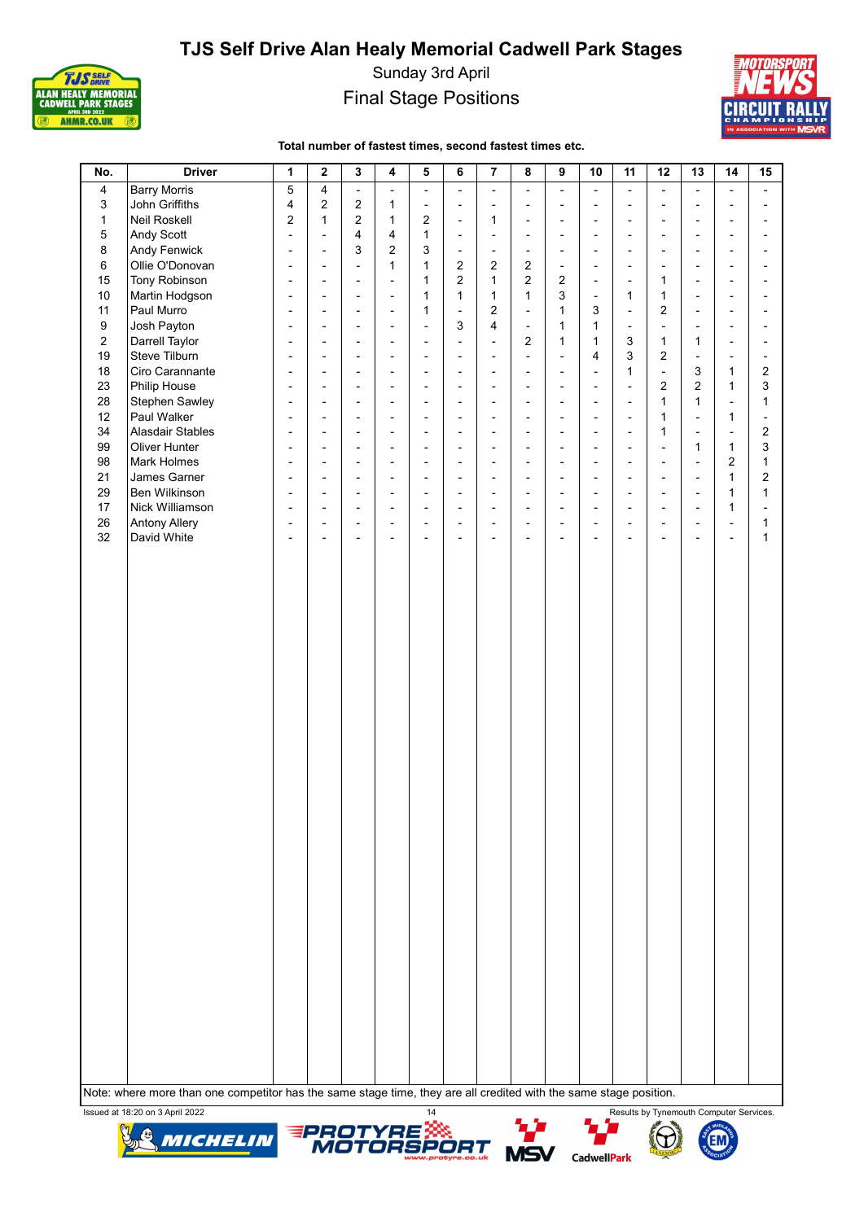# TJS Self Drive Alan Healy Memorial Cadwell Park Stages

Sunday 3rd April

## Final Stage Positions

**Total number of fastest times, second fastest times etc.**

| No. | Driver | 1 | 2 | 3 | 4 | 5 | 6 | 7 | 8 | 9 | 10 | 11 | 12 | 13 | 14 | 15 |
|---|---|---|---|---|---|---|---|---|---|---|---|---|---|---|---|---|
| 4 | Barry Morris | 5 | 4 | - | - | - | - | - | - | - | - | - | - | - | - | - |
| 3 | John Griffiths | 4 | 2 | 2 | 1 | - | - | - | - | - | - | - | - | - | - | - |
| 1 | Neil Roskell | 2 | 1 | 2 | 1 | 2 | - | 1 | - | - | - | - | - | - | - | - |
| 5 | Andy Scott | - | - | 4 | 4 | 1 | - | - | - | - | - | - | - | - | - | - |
| 8 | Andy Fenwick | - | - | 3 | 2 | 3 | - | - | - | - | - | - | - | - | - | - |
| 6 | Ollie O'Donovan | - | - | - | 1 | 1 | 2 | 2 | 2 | - | - | - | - | - | - | - |
| 15 | Tony Robinson | - | - | - | - | 1 | 2 | 1 | 2 | 2 | - | - | 1 | - | - | - |
| 10 | Martin Hodgson | - | - | - | - | 1 | 1 | 1 | 1 | 3 | - | 1 | 1 | - | - | - |
| 11 | Paul Murro | - | - | - | - | 1 | - | 2 | - | 1 | 3 | - | 2 | - | - | - |
| 9 | Josh Payton | - | - | - | - | - | 3 | 4 | - | 1 | 1 | - | - | - | - | - |
| 2 | Darrell Taylor | - | - | - | - | - | - | - | 2 | 1 | 1 | 3 | 1 | 1 | - | - |
| 19 | Steve Tilburn | - | - | - | - | - | - | - | - | - | 4 | 3 | 2 | - | - | - |
| 18 | Ciro Carannante | - | - | - | - | - | - | - | - | - | - | 1 | - | 3 | 1 | 2 |
| 23 | Philip House | - | - | - | - | - | - | - | - | - | - | - | 2 | 2 | 1 | 3 |
| 28 | Stephen Sawley | - | - | - | - | - | - | - | - | - | - | - | 1 | 1 | - | 1 |
| 12 | Paul Walker | - | - | - | - | - | - | - | - | - | - | - | 1 | - | 1 | - |
| 34 | Alasdair Stables | - | - | - | - | - | - | - | - | - | - | - | 1 | - | - | 2 |
| 99 | Oliver Hunter | - | - | - | - | - | - | - | - | - | - | - | - | 1 | 1 | 3 |
| 98 | Mark Holmes | - | - | - | - | - | - | - | - | - | - | - | - | - | 2 | 1 |
| 21 | James Garner | - | - | - | - | - | - | - | - | - | - | - | - | - | 1 | 2 |
| 29 | Ben Wilkinson | - | - | - | - | - | - | - | - | - | - | - | - | - | 1 | 1 |
| 17 | Nick Williamson | - | - | - | - | - | - | - | - | - | - | - | - | - | 1 | - |
| 26 | Antony Allery | - | - | - | - | - | - | - | - | - | - | - | - | - | - | 1 |
| 32 | David White | - | - | - | - | - | - | - | - | - | - | - | - | - | - | 1 |

Note: where more than one competitor has the same stage time, they are all credited with the same stage position.

Issued at 18:20 on 3 April 2022

Results by Tynemouth Computer Services.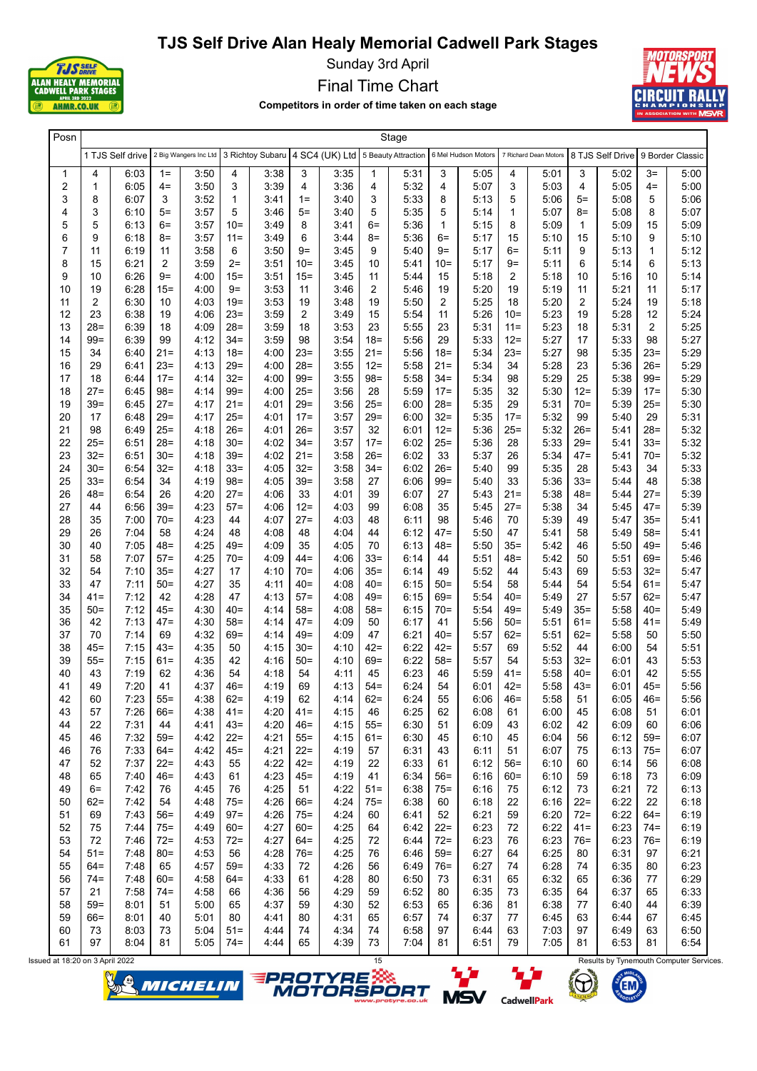# TJS Self Drive Alan Healy Memorial Cadwell Park Stages

Sunday 3rd April

## Final Time Chart

**Competitors in order of time taken on each stage**

| Posn | 1 TJS Self drive | | 2 Big Wangers Inc Ltd | | 3 Richtoy Subaru | | 4 SC4 (UK) Ltd | | 5 Beauty Attraction | | 6 Mel Hudson Motors | | 7 Richard Dean Motors | | 8 TJS Self Drive | | 9 Border Classic | |
|---|---|---|---|---|---|---|---|---|---|---|---|---|---|---|---|---|---|---|
| 1 | 4 | 6:03 | 1= | 3:50 | 4 | 3:38 | 3 | 3:35 | 1 | 5:31 | 3 | 5:05 | 4 | 5:01 | 3 | 5:02 | 3= | 5:00 |
| 2 | 1 | 6:05 | 4= | 3:50 | 3 | 3:39 | 4 | 3:36 | 4 | 5:32 | 4 | 5:07 | 3 | 5:03 | 4 | 5:05 | 4= | 5:00 |
| 3 | 8 | 6:07 | 3 | 3:52 | 1 | 3:41 | 1= | 3:40 | 3 | 5:33 | 8 | 5:13 | 8 | 5:06 | 5= | 5:08 | 5 | 5:06 |
| 4 | 3 | 6:10 | 5= | 3:57 | 5 | 3:46 | 5= | 3:40 | 5 | 5:35 | 5 | 5:14 | 1 | 5:07 | 8= | 5:08 | 8 | 5:07 |
| 5 | 5 | 6:13 | 6= | 3:57 | 10= | 3:49 | 8 | 3:41 | 6= | 5:36 | 1 | 5:15 | 8 | 5:09 | 1 | 5:09 | 15 | 5:09 |
| 6 | 9 | 6:18 | 8= | 3:57 | 11= | 3:49 | 6 | 3:44 | 8= | 5:36 | 6= | 5:17 | 15 | 5:10 | 15 | 5:10 | 9 | 5:10 |
| 7 | 11 | 6:19 | 11 | 3:58 | 6 | 3:50 | 9= | 3:45 | 9 | 5:40 | 9= | 5:17 | 6= | 5:11 | 9 | 5:13 | 1 | 5:12 |
| 8 | 15 | 6:21 | 2 | 3:59 | 2= | 3:51 | 10= | 3:45 | 10 | 5:41 | 10= | 5:17 | 9= | 5:11 | 6 | 5:14 | 6 | 5:13 |
| 9 | 10 | 6:26 | 9= | 4:00 | 15= | 3:51 | 15= | 3:45 | 11 | 5:44 | 15 | 5:18 | 2 | 5:18 | 10 | 5:16 | 10 | 5:14 |
| 10 | 19 | 6:28 | 15= | 4:00 | 9= | 3:53 | 11 | 3:46 | 2 | 5:46 | 19 | 5:20 | 19 | 5:19 | 11 | 5:21 | 11 | 5:17 |
| 11 | 2 | 6:30 | 10 | 4:03 | 19= | 3:53 | 19 | 3:48 | 19 | 5:50 | 2 | 5:25 | 18 | 5:20 | 2 | 5:24 | 19 | 5:18 |
| 12 | 23 | 6:38 | 19 | 4:06 | 23= | 3:59 | 2 | 3:49 | 15 | 5:54 | 11 | 5:26 | 10= | 5:23 | 19 | 5:28 | 12 | 5:24 |
| 13 | 28= | 6:39 | 18 | 4:09 | 28= | 3:59 | 18 | 3:53 | 23 | 5:55 | 23 | 5:31 | 11= | 5:23 | 18 | 5:31 | 2 | 5:25 |
| 14 | 99= | 6:39 | 99 | 4:12 | 34= | 3:59 | 98 | 3:54 | 18= | 5:56 | 29 | 5:33 | 12= | 5:27 | 17 | 5:33 | 98 | 5:27 |
| 15 | 34 | 6:40 | 21= | 4:13 | 18= | 4:00 | 23= | 3:55 | 21= | 5:56 | 18= | 5:34 | 23= | 5:27 | 98 | 5:35 | 23= | 5:29 |
| 16 | 29 | 6:41 | 23= | 4:13 | 29= | 4:00 | 28= | 3:55 | 12= | 5:58 | 21= | 5:34 | 34 | 5:28 | 23 | 5:36 | 26= | 5:29 |
| 17 | 18 | 6:44 | 17= | 4:14 | 32= | 4:00 | 99= | 3:55 | 98= | 5:58 | 34= | 5:34 | 98 | 5:29 | 25 | 5:38 | 99= | 5:29 |
| 18 | 27= | 6:45 | 98= | 4:14 | 99= | 4:00 | 25= | 3:56 | 28 | 5:59 | 17= | 5:35 | 32 | 5:30 | 12= | 5:39 | 17= | 5:30 |
| 19 | 39= | 6:45 | 27= | 4:17 | 21= | 4:01 | 29= | 3:56 | 25= | 6:00 | 28= | 5:35 | 29 | 5:31 | 70= | 5:39 | 25= | 5:30 |
| 20 | 17 | 6:48 | 29= | 4:17 | 25= | 4:01 | 17= | 3:57 | 29= | 6:00 | 32= | 5:35 | 17= | 5:32 | 99 | 5:40 | 29 | 5:31 |
| 21 | 98 | 6:49 | 25= | 4:18 | 26= | 4:01 | 26= | 3:57 | 32 | 6:01 | 12= | 5:36 | 25= | 5:32 | 26= | 5:41 | 28= | 5:32 |
| 22 | 25= | 6:51 | 28= | 4:18 | 30= | 4:02 | 34= | 3:57 | 17= | 6:02 | 25= | 5:36 | 28 | 5:33 | 29= | 5:41 | 33= | 5:32 |
| 23 | 32= | 6:51 | 30= | 4:18 | 39= | 4:02 | 21= | 3:58 | 26= | 6:02 | 33 | 5:37 | 26 | 5:34 | 47= | 5:41 | 70= | 5:32 |
| 24 | 30= | 6:54 | 32= | 4:18 | 33= | 4:05 | 32= | 3:58 | 34= | 6:02 | 26= | 5:40 | 99 | 5:35 | 28 | 5:43 | 34 | 5:33 |
| 25 | 33= | 6:54 | 34 | 4:19 | 98= | 4:05 | 39= | 3:58 | 27 | 6:06 | 99= | 5:40 | 33 | 5:36 | 33= | 5:44 | 48 | 5:38 |
| 26 | 48= | 6:54 | 26 | 4:20 | 27= | 4:06 | 33 | 4:01 | 39 | 6:07 | 27 | 5:43 | 21= | 5:38 | 48= | 5:44 | 27= | 5:39 |
| 27 | 44 | 6:56 | 39= | 4:23 | 57= | 4:06 | 12= | 4:03 | 99 | 6:08 | 35 | 5:45 | 27= | 5:38 | 34 | 5:45 | 47= | 5:39 |
| 28 | 35 | 7:00 | 70= | 4:23 | 44 | 4:07 | 27= | 4:03 | 48 | 6:11 | 98 | 5:46 | 70 | 5:39 | 49 | 5:47 | 35= | 5:41 |
| 29 | 26 | 7:04 | 58 | 4:24 | 48 | 4:08 | 48 | 4:04 | 44 | 6:12 | 47= | 5:50 | 47 | 5:41 | 58 | 5:49 | 58= | 5:41 |
| 30 | 40 | 7:05 | 48= | 4:25 | 49= | 4:09 | 35 | 4:05 | 70 | 6:13 | 48= | 5:50 | 35= | 5:42 | 46 | 5:50 | 49= | 5:46 |
| 31 | 58 | 7:07 | 57= | 4:25 | 70= | 4:09 | 44= | 4:06 | 33= | 6:14 | 44 | 5:51 | 48= | 5:42 | 50 | 5:51 | 69= | 5:46 |
| 32 | 54 | 7:10 | 35= | 4:27 | 17 | 4:10 | 70= | 4:06 | 35= | 6:14 | 49 | 5:52 | 44 | 5:43 | 69 | 5:53 | 32= | 5:47 |
| 33 | 47 | 7:11 | 50= | 4:27 | 35 | 4:11 | 40= | 4:08 | 40= | 6:15 | 50= | 5:54 | 58 | 5:44 | 54 | 5:54 | 61= | 5:47 |
| 34 | 41= | 7:12 | 42 | 4:28 | 47 | 4:13 | 57= | 4:08 | 49= | 6:15 | 69= | 5:54 | 40= | 5:49 | 27 | 5:57 | 62= | 5:47 |
| 35 | 50= | 7:12 | 45= | 4:30 | 40= | 4:14 | 58= | 4:08 | 58= | 6:15 | 70= | 5:54 | 49= | 5:49 | 35= | 5:58 | 40= | 5:49 |
| 36 | 42 | 7:13 | 47= | 4:30 | 58= | 4:14 | 47= | 4:09 | 50 | 6:17 | 41 | 5:56 | 50= | 5:51 | 61= | 5:58 | 41= | 5:49 |
| 37 | 70 | 7:14 | 69 | 4:32 | 69= | 4:14 | 49= | 4:09 | 47 | 6:21 | 40= | 5:57 | 62= | 5:51 | 62= | 5:58 | 50 | 5:50 |
| 38 | 45= | 7:15 | 43= | 4:35 | 50 | 4:15 | 30= | 4:10 | 42= | 6:22 | 42= | 5:57 | 69 | 5:52 | 44 | 6:00 | 54 | 5:51 |
| 39 | 55= | 7:15 | 61= | 4:35 | 42 | 4:16 | 50= | 4:10 | 69= | 6:22 | 58= | 5:57 | 54 | 5:53 | 32= | 6:01 | 43 | 5:53 |
| 40 | 43 | 7:19 | 62 | 4:36 | 54 | 4:18 | 54 | 4:11 | 45 | 6:23 | 46 | 5:59 | 41= | 5:58 | 40= | 6:01 | 42 | 5:55 |
| 41 | 49 | 7:20 | 41 | 4:37 | 46= | 4:19 | 69 | 4:13 | 54= | 6:24 | 54 | 6:01 | 42= | 5:58 | 43= | 6:01 | 45= | 5:56 |
| 42 | 60 | 7:23 | 55= | 4:38 | 62= | 4:19 | 62 | 4:14 | 62= | 6:24 | 55 | 6:06 | 46= | 5:58 | 51 | 6:05 | 46= | 5:56 |
| 43 | 57 | 7:26 | 66= | 4:38 | 41= | 4:20 | 41= | 4:15 | 46 | 6:25 | 62 | 6:08 | 61 | 6:00 | 45 | 6:08 | 51 | 6:01 |
| 44 | 22 | 7:31 | 44 | 4:41 | 43= | 4:20 | 46= | 4:15 | 55= | 6:30 | 51 | 6:09 | 43 | 6:02 | 42 | 6:09 | 60 | 6:06 |
| 45 | 46 | 7:32 | 59= | 4:42 | 22= | 4:21 | 55= | 4:15 | 61= | 6:30 | 45 | 6:10 | 45 | 6:04 | 56 | 6:12 | 59= | 6:07 |
| 46 | 76 | 7:33 | 64= | 4:42 | 45= | 4:21 | 22= | 4:19 | 57 | 6:31 | 43 | 6:11 | 51 | 6:07 | 75 | 6:13 | 75= | 6:07 |
| 47 | 52 | 7:37 | 22= | 4:43 | 55 | 4:22 | 42= | 4:19 | 22 | 6:33 | 61 | 6:12 | 56= | 6:10 | 60 | 6:14 | 56 | 6:08 |
| 48 | 65 | 7:40 | 46= | 4:43 | 61 | 4:23 | 45= | 4:19 | 41 | 6:34 | 56= | 6:16 | 60= | 6:10 | 59 | 6:18 | 73 | 6:09 |
| 49 | 6= | 7:42 | 76 | 4:45 | 76 | 4:25 | 51 | 4:22 | 51= | 6:38 | 75= | 6:16 | 75 | 6:12 | 73 | 6:21 | 72 | 6:13 |
| 50 | 62= | 7:42 | 54 | 4:48 | 75= | 4:26 | 66= | 4:24 | 75= | 6:38 | 60 | 6:18 | 22 | 6:16 | 22= | 6:22 | 22 | 6:18 |
| 51 | 69 | 7:43 | 56= | 4:49 | 97= | 4:26 | 75= | 4:24 | 60 | 6:41 | 52 | 6:21 | 59 | 6:20 | 72= | 6:22 | 64= | 6:19 |
| 52 | 75 | 7:44 | 75= | 4:49 | 60= | 4:27 | 60= | 4:25 | 64 | 6:42 | 22= | 6:23 | 72 | 6:22 | 41= | 6:23 | 74= | 6:19 |
| 53 | 72 | 7:46 | 72= | 4:53 | 72= | 4:27 | 64= | 4:25 | 72 | 6:44 | 72= | 6:23 | 76 | 6:23 | 76= | 6:23 | 76= | 6:19 |
| 54 | 51= | 7:48 | 80= | 4:53 | 56 | 4:28 | 76= | 4:25 | 76 | 6:46 | 59= | 6:27 | 64 | 6:25 | 80 | 6:31 | 97 | 6:21 |
| 55 | 64= | 7:48 | 65 | 4:57 | 59= | 4:33 | 72 | 4:26 | 56 | 6:49 | 76= | 6:27 | 74 | 6:28 | 74 | 6:35 | 80 | 6:23 |
| 56 | 74= | 7:48 | 60= | 4:58 | 64= | 4:33 | 61 | 4:28 | 80 | 6:50 | 73 | 6:31 | 65 | 6:32 | 65 | 6:36 | 77 | 6:29 |
| 57 | 21 | 7:58 | 74= | 4:58 | 66 | 4:36 | 56 | 4:29 | 59 | 6:52 | 80 | 6:35 | 73 | 6:35 | 64 | 6:37 | 65 | 6:33 |
| 58 | 59= | 8:01 | 51 | 5:00 | 65 | 4:37 | 59 | 4:30 | 52 | 6:53 | 65 | 6:36 | 81 | 6:38 | 77 | 6:40 | 44 | 6:39 |
| 59 | 66= | 8:01 | 40 | 5:01 | 80 | 4:41 | 80 | 4:31 | 65 | 6:57 | 74 | 6:37 | 77 | 6:45 | 63 | 6:44 | 67 | 6:45 |
| 60 | 73 | 8:03 | 73 | 5:04 | 51= | 4:44 | 74 | 4:34 | 74 | 6:58 | 97 | 6:44 | 63 | 7:03 | 97 | 6:49 | 63 | 6:50 |
| 61 | 97 | 8:04 | 81 | 5:05 | 74= | 4:44 | 65 | 4:39 | 73 | 7:04 | 81 | 6:51 | 79 | 7:05 | 81 | 6:53 | 81 | 6:54 |

Issued at 18:20 on 3 April 2022

Results by Tynemouth Computer Services.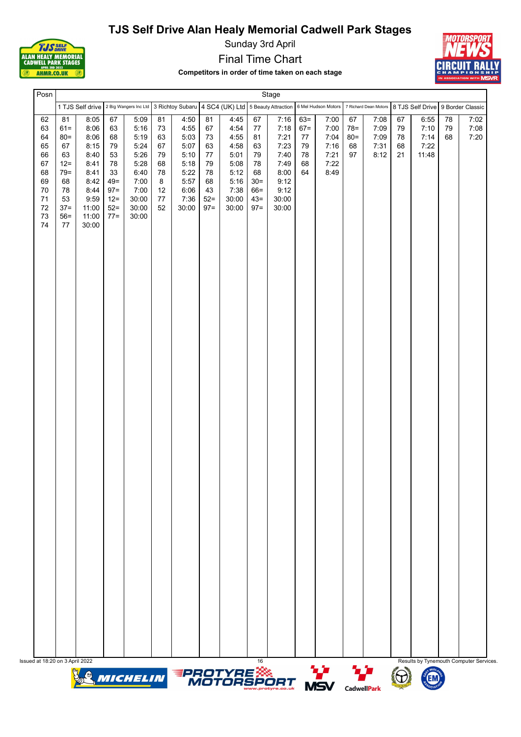# TJS Self Drive Alan Healy Memorial Cadwell Park Stages

Sunday 3rd April

Final Time Chart

**Competitors in order of time taken on each stage**

| Posn | 1 TJS Self drive | | 2 Big Wangers Inc Ltd | | 3 Richtoy Subaru | | 4 SC4 (UK) Ltd | | 5 Beauty Attraction | | 6 Mel Hudson Motors | | 7 Richard Dean Motors | | 8 TJS Self Drive | | 9 Border Classic | |
|---|---|---|---|---|---|---|---|---|---|---|---|---|---|---|---|---|---|---|
| 62 | 81 | 8:05 | 67 | 5:09 | 81 | 4:50 | 81 | 4:45 | 67 | 7:16 | 63= | 7:00 | 67 | 7:08 | 67 | 6:55 | 78 | 7:02 |
| 63 | 61= | 8:06 | 63 | 5:16 | 73 | 4:55 | 67 | 4:54 | 77 | 7:18 | 67= | 7:00 | 78= | 7:09 | 79 | 7:10 | 79 | 7:08 |
| 64 | 80= | 8:06 | 68 | 5:19 | 63 | 5:03 | 73 | 4:55 | 81 | 7:21 | 77 | 7:04 | 80= | 7:09 | 78 | 7:14 | 68 | 7:20 |
| 65 | 67 | 8:15 | 79 | 5:24 | 67 | 5:07 | 63 | 4:58 | 63 | 7:23 | 79 | 7:16 | 68 | 7:31 | 68 | 7:22 | | |
| 66 | 63 | 8:40 | 53 | 5:26 | 79 | 5:10 | 77 | 5:01 | 79 | 7:40 | 78 | 7:21 | 97 | 8:12 | 21 | 11:48 | | |
| 67 | 12= | 8:41 | 78 | 5:28 | 68 | 5:18 | 79 | 5:08 | 78 | 7:49 | 68 | 7:22 | | | | | | |
| 68 | 79= | 8:41 | 33 | 6:40 | 78 | 5:22 | 78 | 5:12 | 68 | 8:00 | 64 | 8:49 | | | | | | |
| 69 | 68 | 8:42 | 49= | 7:00 | 8 | 5:57 | 68 | 5:16 | 30= | 9:12 | | | | | | | | |
| 70 | 78 | 8:44 | 97= | 7:00 | 12 | 6:06 | 43 | 7:38 | 66= | 9:12 | | | | | | | | |
| 71 | 53 | 9:59 | 12= | 30:00 | 77 | 7:36 | 52= | 30:00 | 43= | 30:00 | | | | | | | | |
| 72 | 37= | 11:00 | 52= | 30:00 | 52 | 30:00 | 97= | 30:00 | 97= | 30:00 | | | | | | | | |
| 73 | 56= | 11:00 | 77= | 30:00 | | | | | | | | | | | | | | |
| 74 | 77 | 30:00 | | | | | | | | | | | | | | | | |

Issued at 18:20 on 3 April 2022

Results by Tynemouth Computer Services.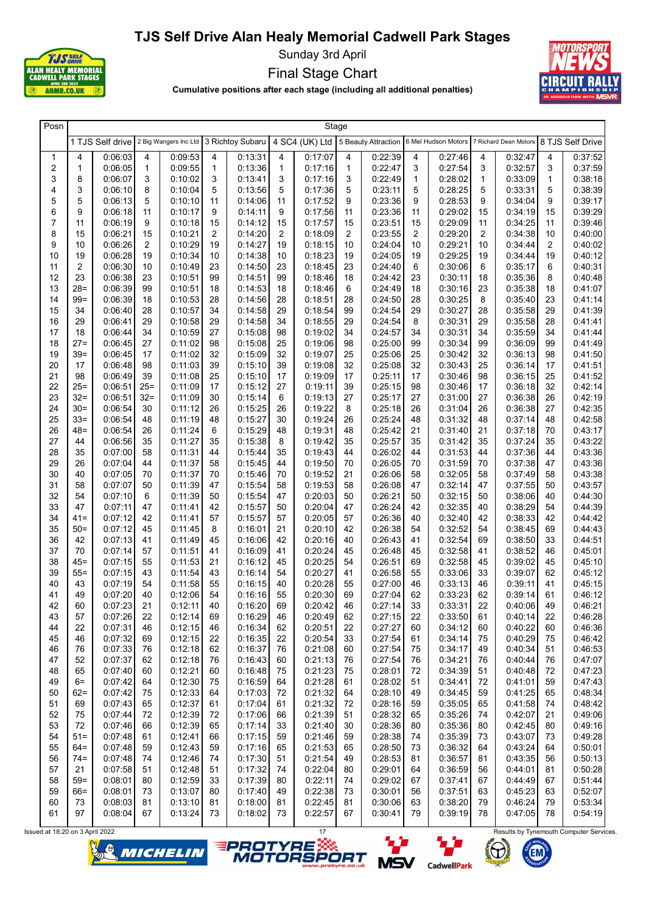# TJS Self Drive Alan Healy Memorial Cadwell Park Stages

Sunday 3rd April

Final Stage Chart

**Cumulative positions after each stage (including all additional penalties)**

| Posn | Stage | | | | | | | | | | | | | | | |
|---|---|---|---|---|---|---|---|---|---|---|---|---|---|---|---|---|
| | 1 TJS Self drive | | 2 Big Wangers Inc Ltd | | 3 Richtoy Subaru | | 4 SC4 (UK) Ltd | | 5 Beauty Attraction | | 6 Mel Hudson Motors | | 7 Richard Dean Motors | | 8 TJS Self Drive | |
| 1 | 4 | 0:06:03 | 4 | 0:09:53 | 4 | 0:13:31 | 4 | 0:17:07 | 4 | 0:22:39 | 4 | 0:27:46 | 4 | 0:32:47 | 4 | 0:37:52 |
| 2 | 1 | 0:06:05 | 1 | 0:09:55 | 1 | 0:13:36 | 1 | 0:17:16 | 1 | 0:22:47 | 3 | 0:27:54 | 3 | 0:32:57 | 3 | 0:37:59 |
| 3 | 8 | 0:06:07 | 3 | 0:10:02 | 3 | 0:13:41 | 3 | 0:17:16 | 3 | 0:22:49 | 1 | 0:28:02 | 1 | 0:33:09 | 1 | 0:38:18 |
| 4 | 3 | 0:06:10 | 8 | 0:10:04 | 5 | 0:13:56 | 5 | 0:17:36 | 5 | 0:23:11 | 5 | 0:28:25 | 5 | 0:33:31 | 5 | 0:38:39 |
| 5 | 5 | 0:06:13 | 5 | 0:10:10 | 11 | 0:14:06 | 11 | 0:17:52 | 9 | 0:23:36 | 9 | 0:28:53 | 9 | 0:34:04 | 9 | 0:39:17 |
| 6 | 9 | 0:06:18 | 11 | 0:10:17 | 9 | 0:14:11 | 9 | 0:17:56 | 11 | 0:23:36 | 11 | 0:29:02 | 15 | 0:34:19 | 15 | 0:39:29 |
| 7 | 11 | 0:06:19 | 9 | 0:10:18 | 15 | 0:14:12 | 15 | 0:17:57 | 15 | 0:23:51 | 15 | 0:29:09 | 11 | 0:34:25 | 11 | 0:39:46 |
| 8 | 15 | 0:06:21 | 15 | 0:10:21 | 2 | 0:14:20 | 2 | 0:18:09 | 2 | 0:23:55 | 2 | 0:29:20 | 2 | 0:34:38 | 10 | 0:40:00 |
| 9 | 10 | 0:06:26 | 2 | 0:10:29 | 19 | 0:14:27 | 19 | 0:18:15 | 10 | 0:24:04 | 10 | 0:29:21 | 10 | 0:34:44 | 2 | 0:40:02 |
| 10 | 19 | 0:06:28 | 19 | 0:10:34 | 10 | 0:14:38 | 10 | 0:18:23 | 19 | 0:24:05 | 19 | 0:29:25 | 19 | 0:34:44 | 19 | 0:40:12 |
| 11 | 2 | 0:06:30 | 10 | 0:10:49 | 23 | 0:14:50 | 23 | 0:18:45 | 23 | 0:24:40 | 6 | 0:30:06 | 6 | 0:35:17 | 6 | 0:40:31 |
| 12 | 23 | 0:06:38 | 23 | 0:10:51 | 99 | 0:14:51 | 99 | 0:18:46 | 18 | 0:24:42 | 23 | 0:30:11 | 18 | 0:35:36 | 8 | 0:40:48 |
| 13 | 28= | 0:06:39 | 99 | 0:10:51 | 18 | 0:14:53 | 18 | 0:18:46 | 6 | 0:24:49 | 18 | 0:30:16 | 23 | 0:35:38 | 18 | 0:41:07 |
| 14 | 99= | 0:06:39 | 18 | 0:10:53 | 28 | 0:14:56 | 28 | 0:18:51 | 28 | 0:24:50 | 28 | 0:30:25 | 8 | 0:35:40 | 23 | 0:41:14 |
| 15 | 34 | 0:06:40 | 28 | 0:10:57 | 34 | 0:14:58 | 29 | 0:18:54 | 99 | 0:24:54 | 29 | 0:30:27 | 28 | 0:35:58 | 29 | 0:41:39 |
| 16 | 29 | 0:06:41 | 29 | 0:10:58 | 29 | 0:14:58 | 34 | 0:18:55 | 29 | 0:24:54 | 8 | 0:30:31 | 29 | 0:35:58 | 28 | 0:41:41 |
| 17 | 18 | 0:06:44 | 34 | 0:10:59 | 27 | 0:15:08 | 98 | 0:19:02 | 34 | 0:24:57 | 34 | 0:30:31 | 34 | 0:35:59 | 34 | 0:41:44 |
| 18 | 27= | 0:06:45 | 27 | 0:11:02 | 98 | 0:15:08 | 25 | 0:19:06 | 98 | 0:25:00 | 99 | 0:30:34 | 99 | 0:36:09 | 99 | 0:41:49 |
| 19 | 39= | 0:06:45 | 17 | 0:11:02 | 32 | 0:15:09 | 32 | 0:19:07 | 25 | 0:25:06 | 25 | 0:30:42 | 32 | 0:36:13 | 98 | 0:41:50 |
| 20 | 17 | 0:06:48 | 98 | 0:11:03 | 39 | 0:15:10 | 39 | 0:19:08 | 32 | 0:25:08 | 32 | 0:30:43 | 25 | 0:36:14 | 17 | 0:41:51 |
| 21 | 98 | 0:06:49 | 39 | 0:11:08 | 25 | 0:15:10 | 17 | 0:19:09 | 17 | 0:25:11 | 17 | 0:30:46 | 98 | 0:36:15 | 25 | 0:41:52 |
| 22 | 25= | 0:06:51 | 25= | 0:11:09 | 17 | 0:15:12 | 27 | 0:19:11 | 39 | 0:25:15 | 98 | 0:30:46 | 17 | 0:36:18 | 32 | 0:42:14 |
| 23 | 32= | 0:06:51 | 32= | 0:11:09 | 30 | 0:15:14 | 6 | 0:19:13 | 27 | 0:25:17 | 27 | 0:31:00 | 27 | 0:36:38 | 26 | 0:42:19 |
| 24 | 30= | 0:06:54 | 30 | 0:11:12 | 26 | 0:15:25 | 26 | 0:19:22 | 8 | 0:25:18 | 26 | 0:31:04 | 26 | 0:36:38 | 27 | 0:42:35 |
| 25 | 33= | 0:06:54 | 48 | 0:11:19 | 48 | 0:15:27 | 30 | 0:19:24 | 26 | 0:25:24 | 48 | 0:31:32 | 48 | 0:37:14 | 48 | 0:42:58 |
| 26 | 48= | 0:06:54 | 26 | 0:11:24 | 6 | 0:15:29 | 48 | 0:19:31 | 48 | 0:25:42 | 21 | 0:31:40 | 21 | 0:37:18 | 70 | 0:43:17 |
| 27 | 44 | 0:06:56 | 35 | 0:11:27 | 35 | 0:15:38 | 8 | 0:19:42 | 35 | 0:25:57 | 35 | 0:31:42 | 35 | 0:37:24 | 35 | 0:43:22 |
| 28 | 35 | 0:07:00 | 58 | 0:11:31 | 44 | 0:15:44 | 35 | 0:19:43 | 44 | 0:26:02 | 44 | 0:31:53 | 44 | 0:37:36 | 44 | 0:43:36 |
| 29 | 26 | 0:07:04 | 44 | 0:11:37 | 58 | 0:15:45 | 44 | 0:19:50 | 70 | 0:26:05 | 70 | 0:31:59 | 70 | 0:37:38 | 47 | 0:43:36 |
| 30 | 40 | 0:07:05 | 70 | 0:11:37 | 70 | 0:15:46 | 70 | 0:19:52 | 21 | 0:26:06 | 58 | 0:32:05 | 58 | 0:37:49 | 58 | 0:43:38 |
| 31 | 58 | 0:07:07 | 50 | 0:11:39 | 47 | 0:15:54 | 58 | 0:19:53 | 58 | 0:26:08 | 47 | 0:32:14 | 47 | 0:37:55 | 50 | 0:43:57 |
| 32 | 54 | 0:07:10 | 6 | 0:11:39 | 50 | 0:15:54 | 47 | 0:20:03 | 50 | 0:26:21 | 50 | 0:32:15 | 50 | 0:38:06 | 40 | 0:44:30 |
| 33 | 47 | 0:07:11 | 47 | 0:11:41 | 42 | 0:15:57 | 50 | 0:20:04 | 47 | 0:26:24 | 42 | 0:32:35 | 40 | 0:38:29 | 54 | 0:44:39 |
| 34 | 41= | 0:07:12 | 42 | 0:11:41 | 57 | 0:15:57 | 57 | 0:20:05 | 57 | 0:26:36 | 40 | 0:32:40 | 42 | 0:38:33 | 42 | 0:44:42 |
| 35 | 50= | 0:07:12 | 45 | 0:11:45 | 8 | 0:16:01 | 21 | 0:20:10 | 42 | 0:26:38 | 54 | 0:32:52 | 54 | 0:38:45 | 69 | 0:44:43 |
| 36 | 42 | 0:07:13 | 41 | 0:11:49 | 45 | 0:16:06 | 42 | 0:20:16 | 40 | 0:26:43 | 41 | 0:32:54 | 69 | 0:38:50 | 33 | 0:44:51 |
| 37 | 70 | 0:07:14 | 57 | 0:11:51 | 41 | 0:16:09 | 41 | 0:20:24 | 45 | 0:26:48 | 45 | 0:32:58 | 41 | 0:38:52 | 46 | 0:45:01 |
| 38 | 45= | 0:07:15 | 55 | 0:11:53 | 21 | 0:16:12 | 45 | 0:20:25 | 54 | 0:26:51 | 69 | 0:32:58 | 45 | 0:39:02 | 45 | 0:45:10 |
| 39 | 55= | 0:07:15 | 43 | 0:11:54 | 43 | 0:16:14 | 54 | 0:20:27 | 41 | 0:26:58 | 55 | 0:33:06 | 33 | 0:39:07 | 62 | 0:45:12 |
| 40 | 43 | 0:07:19 | 54 | 0:11:58 | 55 | 0:16:15 | 40 | 0:20:28 | 55 | 0:27:00 | 46 | 0:33:13 | 46 | 0:39:11 | 41 | 0:45:15 |
| 41 | 49 | 0:07:20 | 40 | 0:12:06 | 54 | 0:16:16 | 55 | 0:20:30 | 69 | 0:27:04 | 62 | 0:33:23 | 62 | 0:39:14 | 61 | 0:46:12 |
| 42 | 60 | 0:07:23 | 21 | 0:12:11 | 40 | 0:16:20 | 69 | 0:20:42 | 46 | 0:27:14 | 33 | 0:33:31 | 22 | 0:40:06 | 49 | 0:46:21 |
| 43 | 57 | 0:07:26 | 22 | 0:12:14 | 69 | 0:16:29 | 46 | 0:20:49 | 62 | 0:27:15 | 22 | 0:33:50 | 61 | 0:40:14 | 22 | 0:46:28 |
| 44 | 22 | 0:07:31 | 46 | 0:12:15 | 46 | 0:16:34 | 62 | 0:20:51 | 22 | 0:27:27 | 60 | 0:34:12 | 60 | 0:40:22 | 60 | 0:46:36 |
| 45 | 46 | 0:07:32 | 69 | 0:12:15 | 22 | 0:16:35 | 22 | 0:20:54 | 33 | 0:27:54 | 61 | 0:34:14 | 75 | 0:40:29 | 75 | 0:46:42 |
| 46 | 76 | 0:07:33 | 76 | 0:12:18 | 62 | 0:16:37 | 76 | 0:21:08 | 60 | 0:27:54 | 75 | 0:34:17 | 49 | 0:40:34 | 51 | 0:46:53 |
| 47 | 52 | 0:07:37 | 62 | 0:12:18 | 76 | 0:16:43 | 60 | 0:21:13 | 76 | 0:27:54 | 76 | 0:34:21 | 76 | 0:40:44 | 76 | 0:47:07 |
| 48 | 65 | 0:07:40 | 60 | 0:12:21 | 60 | 0:16:48 | 75 | 0:21:23 | 75 | 0:28:01 | 72 | 0:34:39 | 51 | 0:40:48 | 72 | 0:47:23 |
| 49 | 6= | 0:07:42 | 64 | 0:12:30 | 75 | 0:16:59 | 64 | 0:21:28 | 61 | 0:28:02 | 51 | 0:34:41 | 72 | 0:41:01 | 59 | 0:47:43 |
| 50 | 62= | 0:07:42 | 75 | 0:12:33 | 64 | 0:17:03 | 72 | 0:21:32 | 64 | 0:28:10 | 49 | 0:34:45 | 59 | 0:41:25 | 65 | 0:48:34 |
| 51 | 69 | 0:07:43 | 65 | 0:12:37 | 61 | 0:17:04 | 61 | 0:21:32 | 72 | 0:28:16 | 59 | 0:35:05 | 65 | 0:41:58 | 74 | 0:48:42 |
| 52 | 75 | 0:07:44 | 72 | 0:12:39 | 72 | 0:17:06 | 66 | 0:21:39 | 51 | 0:28:32 | 65 | 0:35:26 | 74 | 0:42:07 | 21 | 0:49:06 |
| 53 | 72 | 0:07:46 | 66 | 0:12:39 | 65 | 0:17:14 | 33 | 0:21:40 | 30 | 0:28:36 | 80 | 0:35:36 | 80 | 0:42:45 | 80 | 0:49:16 |
| 54 | 51= | 0:07:48 | 61 | 0:12:41 | 66 | 0:17:15 | 59 | 0:21:46 | 59 | 0:28:38 | 74 | 0:35:39 | 73 | 0:43:07 | 73 | 0:49:28 |
| 55 | 64= | 0:07:48 | 59 | 0:12:43 | 59 | 0:17:16 | 65 | 0:21:53 | 65 | 0:28:50 | 73 | 0:36:32 | 64 | 0:43:24 | 64 | 0:50:01 |
| 56 | 74= | 0:07:48 | 74 | 0:12:46 | 74 | 0:17:30 | 51 | 0:21:54 | 49 | 0:28:53 | 81 | 0:36:57 | 81 | 0:43:35 | 56 | 0:50:13 |
| 57 | 21 | 0:07:58 | 51 | 0:12:48 | 51 | 0:17:32 | 74 | 0:22:04 | 80 | 0:29:01 | 64 | 0:36:59 | 56 | 0:44:01 | 81 | 0:50:28 |
| 58 | 59= | 0:08:01 | 80 | 0:12:59 | 33 | 0:17:39 | 80 | 0:22:11 | 74 | 0:29:02 | 67 | 0:37:41 | 67 | 0:44:49 | 67 | 0:51:44 |
| 59 | 66= | 0:08:01 | 73 | 0:13:07 | 80 | 0:17:40 | 49 | 0:22:38 | 73 | 0:30:01 | 56 | 0:37:51 | 63 | 0:45:23 | 63 | 0:52:07 |
| 60 | 73 | 0:08:03 | 81 | 0:13:10 | 81 | 0:18:00 | 81 | 0:22:45 | 81 | 0:30:06 | 63 | 0:38:20 | 79 | 0:46:24 | 79 | 0:53:34 |
| 61 | 97 | 0:08:04 | 67 | 0:13:24 | 73 | 0:18:02 | 73 | 0:22:57 | 67 | 0:30:41 | 79 | 0:39:19 | 78 | 0:47:05 | 78 | 0:54:19 |

Issued at 18:20 on 3 April 2022

Results by Tynemouth Computer Services.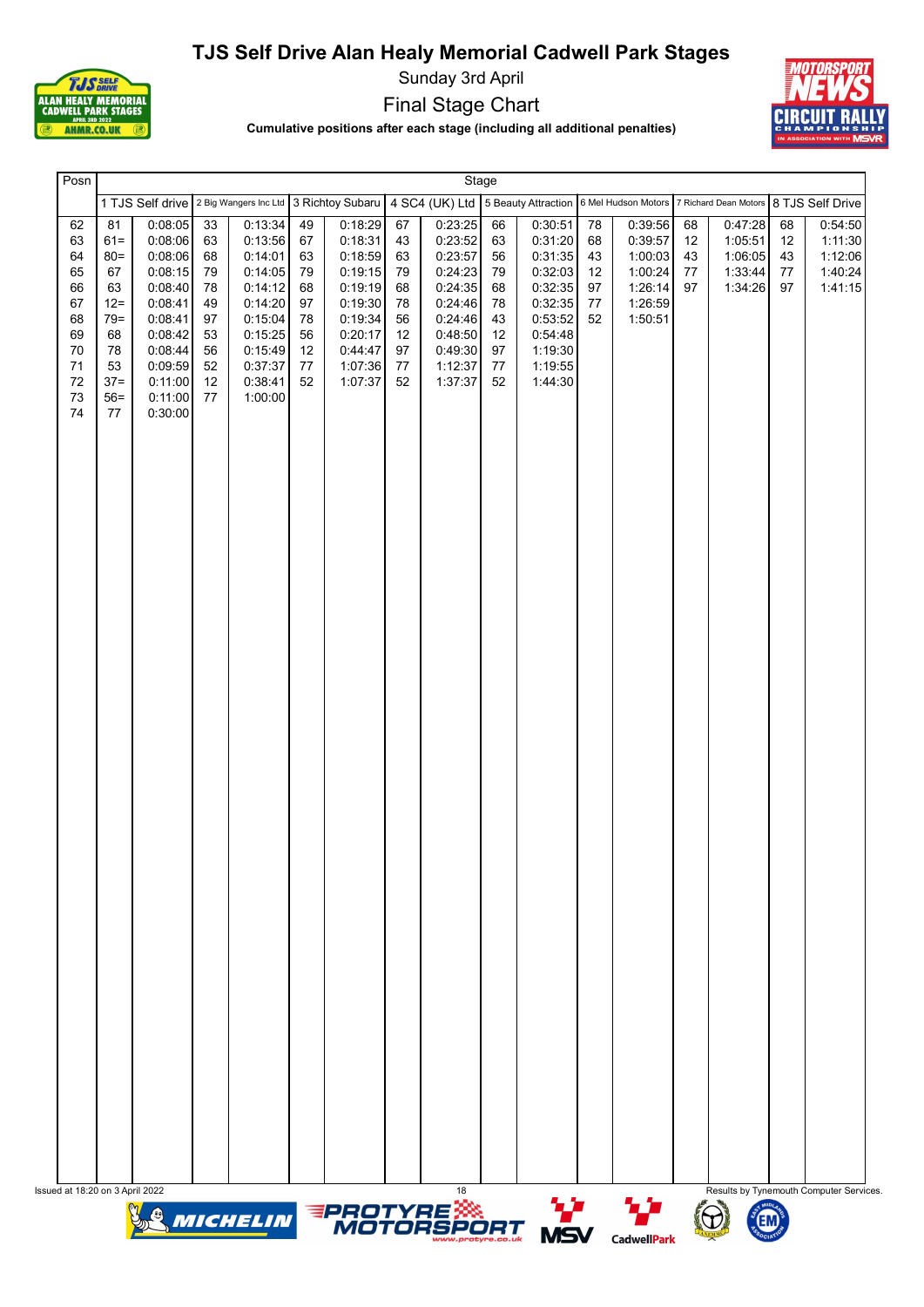# TJS Self Drive Alan Healy Memorial Cadwell Park Stages

Sunday 3rd April

Final Stage Chart

**Cumulative positions after each stage (including all additional penalties)**

| Posn | Stage | | | | | | | | | | | | | | | |
|---|---|---|---|---|---|---|---|---|---|---|---|---|---|---|---|---|
| | 1 TJS Self drive | | 2 Big Wangers Inc Ltd | | 3 Richtoy Subaru | | 4 SC4 (UK) Ltd | | 5 Beauty Attraction | | 6 Mel Hudson Motors | | 7 Richard Dean Motors | | 8 TJS Self Drive | |
| 62 | 81 | 0:08:05 | 33 | 0:13:34 | 49 | 0:18:29 | 67 | 0:23:25 | 66 | 0:30:51 | 78 | 0:39:56 | 68 | 0:47:28 | 68 | 0:54:50 |
| 63 | 61= | 0:08:06 | 63 | 0:13:56 | 67 | 0:18:31 | 43 | 0:23:52 | 63 | 0:31:20 | 68 | 0:39:57 | 12 | 1:05:51 | 12 | 1:11:30 |
| 64 | 80= | 0:08:06 | 68 | 0:14:01 | 63 | 0:18:59 | 63 | 0:23:57 | 56 | 0:31:35 | 43 | 1:00:03 | 43 | 1:06:05 | 43 | 1:12:06 |
| 65 | 67 | 0:08:15 | 79 | 0:14:05 | 79 | 0:19:15 | 79 | 0:24:23 | 79 | 0:32:03 | 12 | 1:00:24 | 77 | 1:33:44 | 77 | 1:40:24 |
| 66 | 63 | 0:08:40 | 78 | 0:14:12 | 68 | 0:19:19 | 68 | 0:24:35 | 68 | 0:32:35 | 97 | 1:26:14 | 97 | 1:34:26 | 97 | 1:41:15 |
| 67 | 12= | 0:08:41 | 49 | 0:14:20 | 97 | 0:19:30 | 78 | 0:24:46 | 78 | 0:32:35 | 77 | 1:26:59 | | | | |
| 68 | 79= | 0:08:41 | 97 | 0:15:04 | 78 | 0:19:34 | 56 | 0:24:46 | 43 | 0:53:52 | 52 | 1:50:51 | | | | |
| 69 | 68 | 0:08:42 | 53 | 0:15:25 | 56 | 0:20:17 | 12 | 0:48:50 | 12 | 0:54:48 | | | | | | |
| 70 | 78 | 0:08:44 | 56 | 0:15:49 | 12 | 0:44:47 | 97 | 0:49:30 | 97 | 1:19:30 | | | | | | |
| 71 | 53 | 0:09:59 | 52 | 0:37:37 | 77 | 1:07:36 | 77 | 1:12:37 | 77 | 1:19:55 | | | | | | |
| 72 | 37= | 0:11:00 | 12 | 0:38:41 | 52 | 1:07:37 | 52 | 1:37:37 | 52 | 1:44:30 | | | | | | |
| 73 | 56= | 0:11:00 | 77 | 1:00:00 | | | | | | | | | | | | |
| 74 | 77 | 0:30:00 | | | | | | | | | | | | | | |

Issued at 18:20 on 3 April 2022

Results by Tynemouth Computer Services.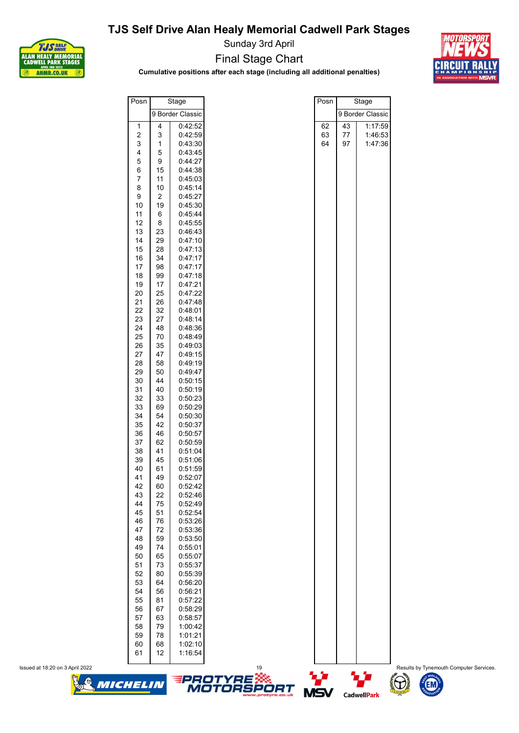# TJS Self Drive Alan Healy Memorial Cadwell Park Stages

Sunday 3rd April

Final Stage Chart

**Cumulative positions after each stage (including all additional penalties)**

| Posn | Stage | |
|---|---|---|
| | 9 Border Classic | |
| 1 | 4 | 0:42:52 |
| 2 | 3 | 0:42:59 |
| 3 | 1 | 0:43:30 |
| 4 | 5 | 0:43:45 |
| 5 | 9 | 0:44:27 |
| 6 | 15 | 0:44:38 |
| 7 | 11 | 0:45:03 |
| 8 | 10 | 0:45:14 |
| 9 | 2 | 0:45:27 |
| 10 | 19 | 0:45:30 |
| 11 | 6 | 0:45:44 |
| 12 | 8 | 0:45:55 |
| 13 | 23 | 0:46:43 |
| 14 | 29 | 0:47:10 |
| 15 | 28 | 0:47:13 |
| 16 | 34 | 0:47:17 |
| 17 | 98 | 0:47:17 |
| 18 | 99 | 0:47:18 |
| 19 | 17 | 0:47:21 |
| 20 | 25 | 0:47:22 |
| 21 | 26 | 0:47:48 |
| 22 | 32 | 0:48:01 |
| 23 | 27 | 0:48:14 |
| 24 | 48 | 0:48:36 |
| 25 | 70 | 0:48:49 |
| 26 | 35 | 0:49:03 |
| 27 | 47 | 0:49:15 |
| 28 | 58 | 0:49:19 |
| 29 | 50 | 0:49:47 |
| 30 | 44 | 0:50:15 |
| 31 | 40 | 0:50:19 |
| 32 | 33 | 0:50:23 |
| 33 | 69 | 0:50:29 |
| 34 | 54 | 0:50:30 |
| 35 | 42 | 0:50:37 |
| 36 | 46 | 0:50:57 |
| 37 | 62 | 0:50:59 |
| 38 | 41 | 0:51:04 |
| 39 | 45 | 0:51:06 |
| 40 | 61 | 0:51:59 |
| 41 | 49 | 0:52:07 |
| 42 | 60 | 0:52:42 |
| 43 | 22 | 0:52:46 |
| 44 | 75 | 0:52:49 |
| 45 | 51 | 0:52:54 |
| 46 | 76 | 0:53:26 |
| 47 | 72 | 0:53:36 |
| 48 | 59 | 0:53:50 |
| 49 | 74 | 0:55:01 |
| 50 | 65 | 0:55:07 |
| 51 | 73 | 0:55:37 |
| 52 | 80 | 0:55:39 |
| 53 | 64 | 0:56:20 |
| 54 | 56 | 0:56:21 |
| 55 | 81 | 0:57:22 |
| 56 | 67 | 0:58:29 |
| 57 | 63 | 0:58:57 |
| 58 | 79 | 1:00:42 |
| 59 | 78 | 1:01:21 |
| 60 | 68 | 1:02:10 |
| 61 | 12 | 1:16:54 |
| 62 | 43 | 1:17:59 |
| 63 | 77 | 1:46:53 |
| 64 | 97 | 1:47:36 |

Issued at 18:20 on 3 April 2022

Results by Tynemouth Computer Services.